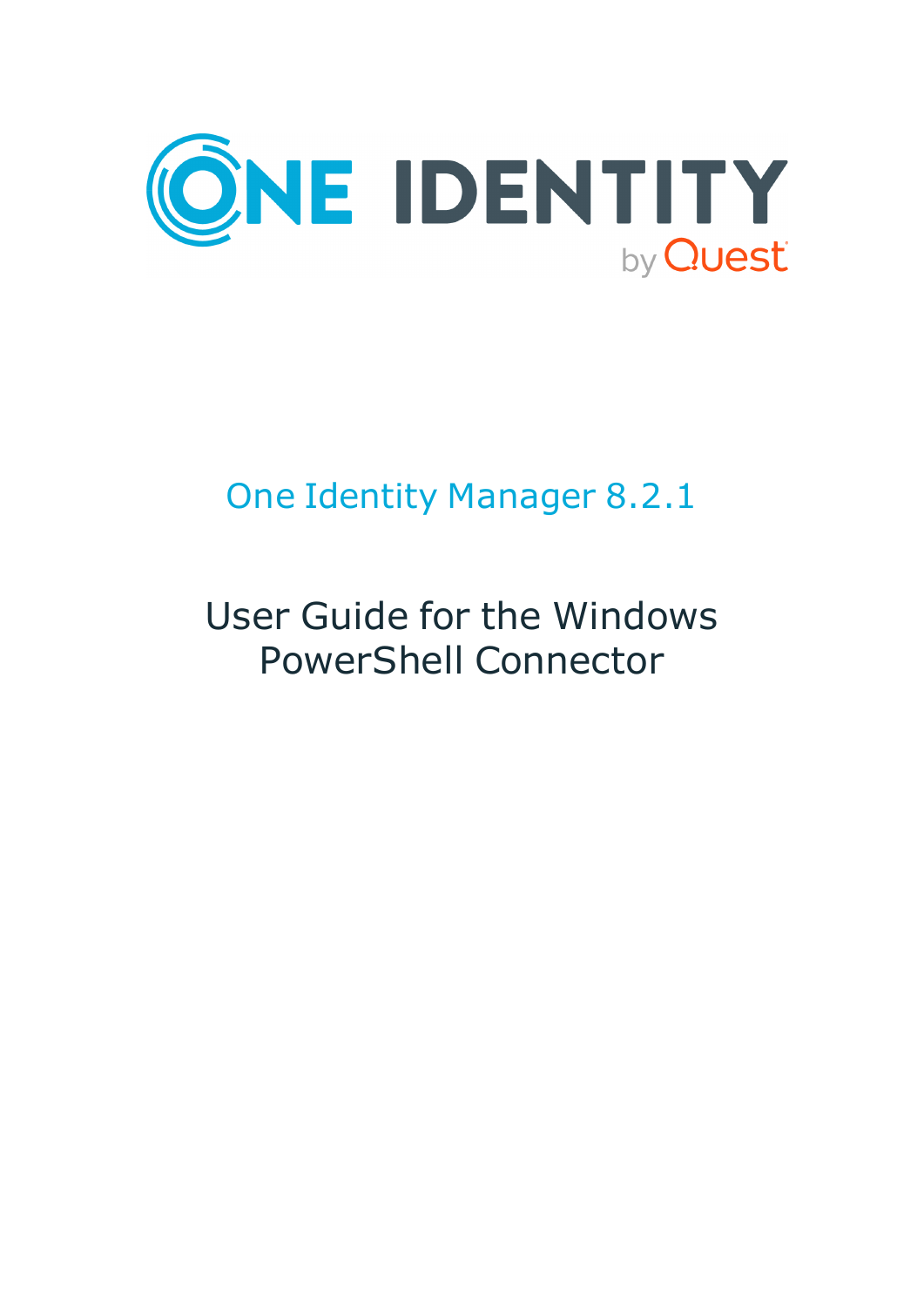ONE IDENTITY by Quest

# One Identity Manager 8.2.1

## User Guide for the Windows PowerShell Connector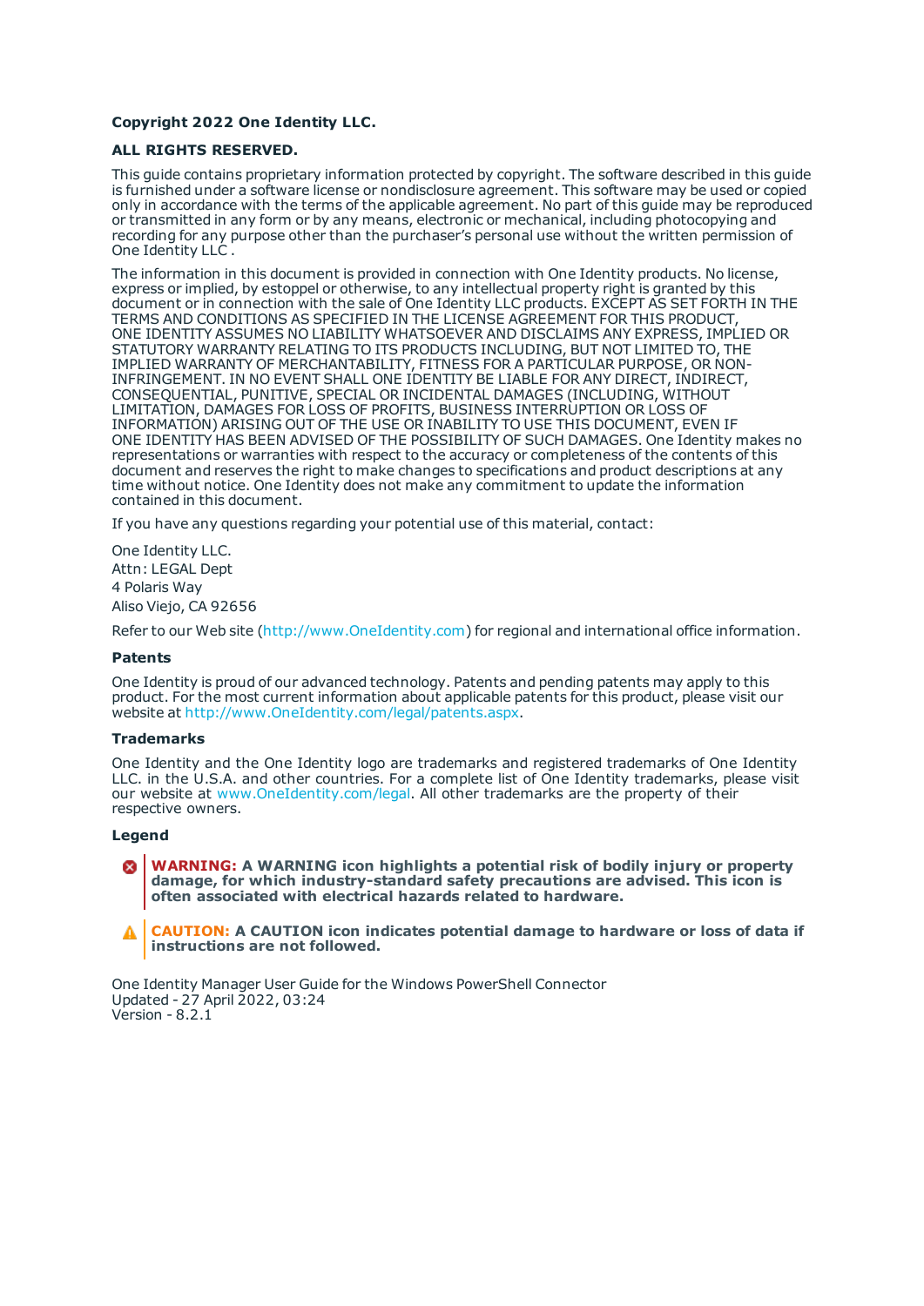**Copyright 2022 One Identity LLC.**

**ALL RIGHTS RESERVED.**

This guide contains proprietary information protected by copyright. The software described in this guide is furnished under a software license or nondisclosure agreement. This software may be used or copied only in accordance with the terms of the applicable agreement. No part of this guide may be reproduced or transmitted in any form or by any means, electronic or mechanical, including photocopying and recording for any purpose other than the purchaser's personal use without the written permission of One Identity LLC .

The information in this document is provided in connection with One Identity products. No license, express or implied, by estoppel or otherwise, to any intellectual property right is granted by this document or in connection with the sale of One Identity LLC products. EXCEPT AS SET FORTH IN THE TERMS AND CONDITIONS AS SPECIFIED IN THE LICENSE AGREEMENT FOR THIS PRODUCT, ONE IDENTITY ASSUMES NO LIABILITY WHATSOEVER AND DISCLAIMS ANY EXPRESS, IMPLIED OR STATUTORY WARRANTY RELATING TO ITS PRODUCTS INCLUDING, BUT NOT LIMITED TO, THE IMPLIED WARRANTY OF MERCHANTABILITY, FITNESS FOR A PARTICULAR PURPOSE, OR NON-INFRINGEMENT. IN NO EVENT SHALL ONE IDENTITY BE LIABLE FOR ANY DIRECT, INDIRECT, CONSEQUENTIAL, PUNITIVE, SPECIAL OR INCIDENTAL DAMAGES (INCLUDING, WITHOUT LIMITATION, DAMAGES FOR LOSS OF PROFITS, BUSINESS INTERRUPTION OR LOSS OF INFORMATION) ARISING OUT OF THE USE OR INABILITY TO USE THIS DOCUMENT, EVEN IF ONE IDENTITY HAS BEEN ADVISED OF THE POSSIBILITY OF SUCH DAMAGES. One Identity makes no representations or warranties with respect to the accuracy or completeness of the contents of this document and reserves the right to make changes to specifications and product descriptions at any time without notice. One Identity does not make any commitment to update the information contained in this document.

If you have any questions regarding your potential use of this material, contact:

One Identity LLC.
Attn: LEGAL Dept
4 Polaris Way
Aliso Viejo, CA 92656

Refer to our Web site (http://www.OneIdentity.com) for regional and international office information.

**Patents**

One Identity is proud of our advanced technology. Patents and pending patents may apply to this product. For the most current information about applicable patents for this product, please visit our website at http://www.OneIdentity.com/legal/patents.aspx.

**Trademarks**

One Identity and the One Identity logo are trademarks and registered trademarks of One Identity LLC. in the U.S.A. and other countries. For a complete list of One Identity trademarks, please visit our website at www.OneIdentity.com/legal. All other trademarks are the property of their respective owners.

**Legend**

**WARNING: A WARNING icon highlights a potential risk of bodily injury or property damage, for which industry-standard safety precautions are advised. This icon is often associated with electrical hazards related to hardware.**

**CAUTION: A CAUTION icon indicates potential damage to hardware or loss of data if instructions are not followed.**

One Identity Manager User Guide for the Windows PowerShell Connector
Updated - 27 April 2022, 03:24
Version - 8.2.1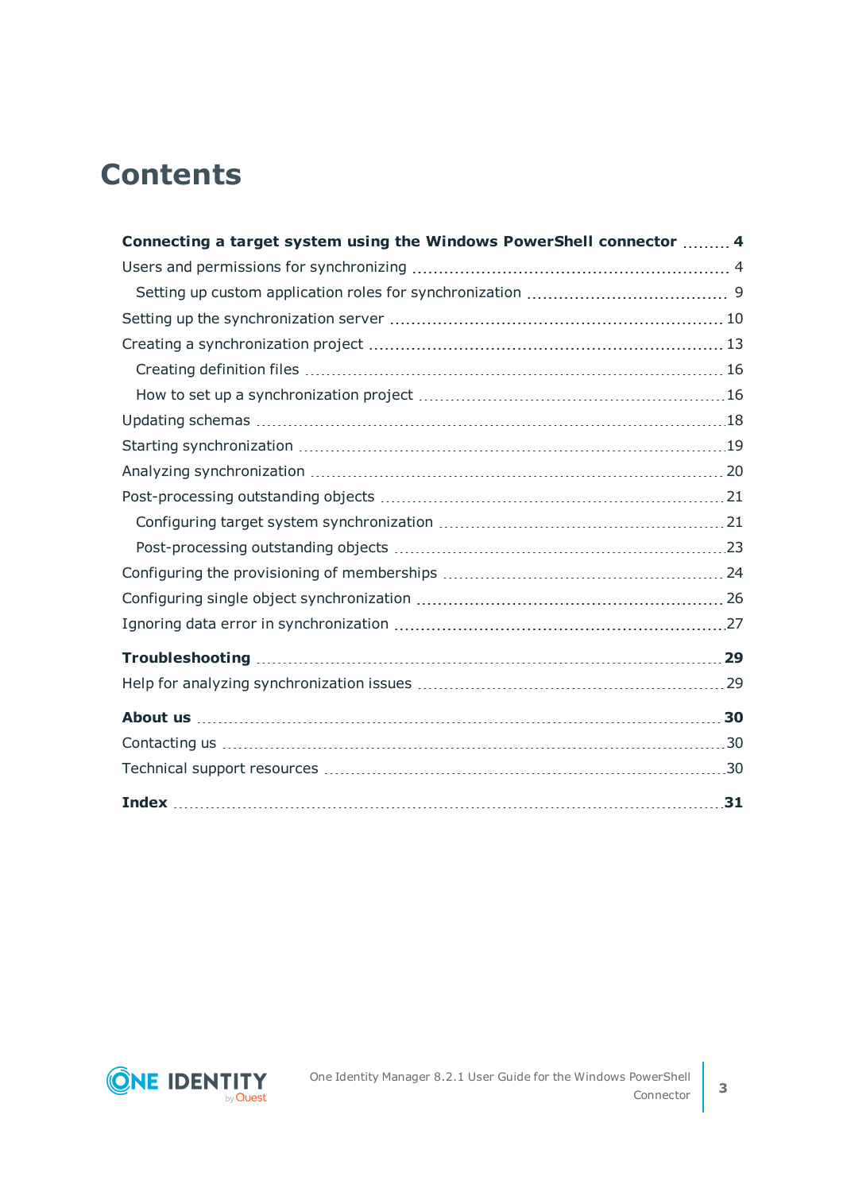# Contents

**Connecting a target system using the Windows PowerShell connector** 4

- Users and permissions for synchronizing 4
  - Setting up custom application roles for synchronization 9
- Setting up the synchronization server 10
- Creating a synchronization project 13
  - Creating definition files 16
  - How to set up a synchronization project 16
- Updating schemas 18
- Starting synchronization 19
- Analyzing synchronization 20
- Post-processing outstanding objects 21
  - Configuring target system synchronization 21
  - Post-processing outstanding objects 23
- Configuring the provisioning of memberships 24
- Configuring single object synchronization 26
- Ignoring data error in synchronization 27

**Troubleshooting** 29

- Help for analyzing synchronization issues 29

**About us** 30

- Contacting us 30
- Technical support resources 30

**Index** 31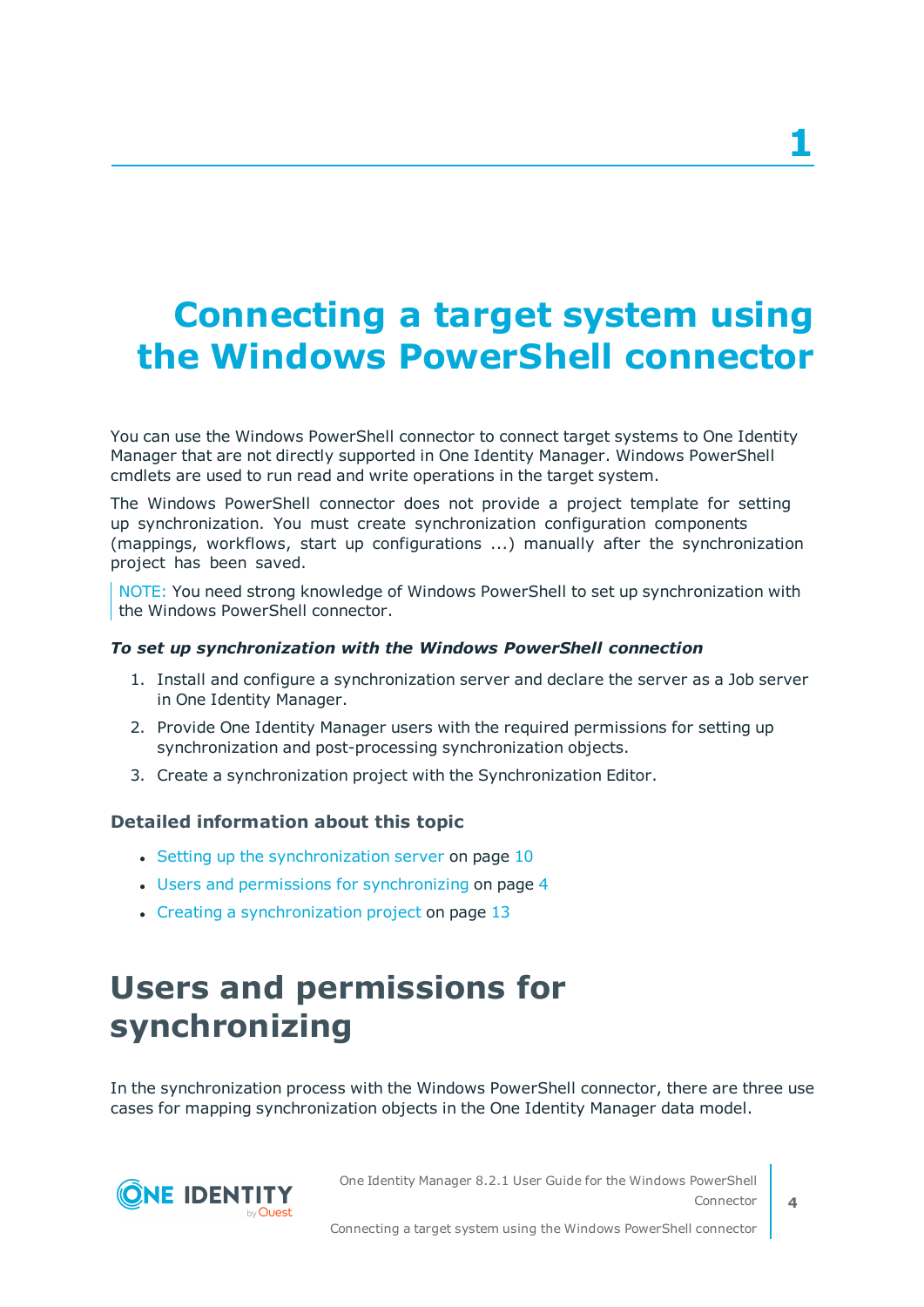# 1 Connecting a target system using the Windows PowerShell connector

You can use the Windows PowerShell connector to connect target systems to One Identity Manager that are not directly supported in One Identity Manager. Windows PowerShell cmdlets are used to run read and write operations in the target system.

The Windows PowerShell connector does not provide a project template for setting up synchronization. You must create synchronization configuration components (mappings, workflows, start up configurations ...) manually after the synchronization project has been saved.

> NOTE: You need strong knowledge of Windows PowerShell to set up synchronization with the Windows PowerShell connector.

***To set up synchronization with the Windows PowerShell connection***

1. Install and configure a synchronization server and declare the server as a Job server in One Identity Manager.
2. Provide One Identity Manager users with the required permissions for setting up synchronization and post-processing synchronization objects.
3. Create a synchronization project with the Synchronization Editor.

### Detailed information about this topic

- Setting up the synchronization server on page 10
- Users and permissions for synchronizing on page 4
- Creating a synchronization project on page 13

## Users and permissions for synchronizing

In the synchronization process with the Windows PowerShell connector, there are three use cases for mapping synchronization objects in the One Identity Manager data model.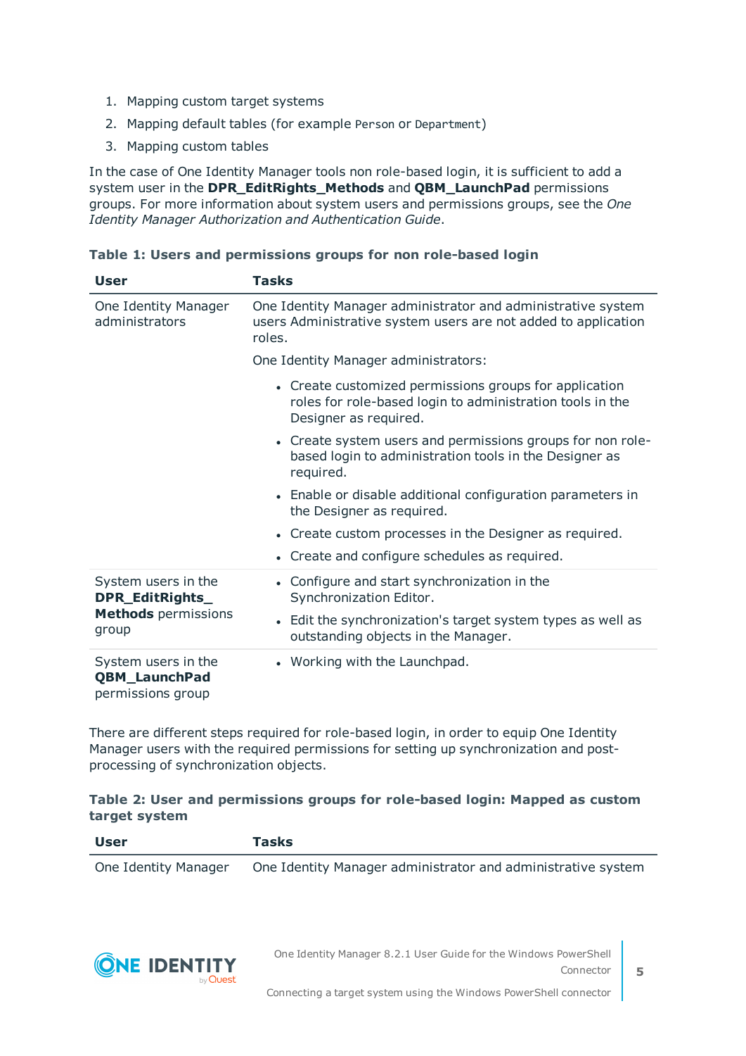3. Mapping custom target systems
4. Mapping default tables (for example `Person` or `Department`)
5. Mapping custom tables

In the case of One Identity Manager tools non role-based login, it is sufficient to add a system user in the **DPR_EditRights_Methods** and **QBM_LaunchPad** permissions groups. For more information about system users and permissions groups, see the *One Identity Manager Authorization and Authentication Guide*.

**Table 1: Users and permissions groups for non role-based login**

| User | Tasks |
|---|---|
| One Identity Manager administrators | One Identity Manager administrator and administrative system users Administrative system users are not added to application roles.<br><br>One Identity Manager administrators:<br><ul><li>Create customized permissions groups for application roles for role-based login to administration tools in the Designer as required.</li><li>Create system users and permissions groups for non role-based login to administration tools in the Designer as required.</li><li>Enable or disable additional configuration parameters in the Designer as required.</li><li>Create custom processes in the Designer as required.</li><li>Create and configure schedules as required.</li></ul> |
| System users in the **DPR_EditRights_Methods** permissions group | <ul><li>Configure and start synchronization in the Synchronization Editor.</li><li>Edit the synchronization's target system types as well as outstanding objects in the Manager.</li></ul> |
| System users in the **QBM_LaunchPad** permissions group | <ul><li>Working with the Launchpad.</li></ul> |

There are different steps required for role-based login, in order to equip One Identity Manager users with the required permissions for setting up synchronization and post-processing of synchronization objects.

**Table 2: User and permissions groups for role-based login: Mapped as custom target system**

| User | Tasks |
|---|---|
| One Identity Manager | One Identity Manager administrator and administrative system |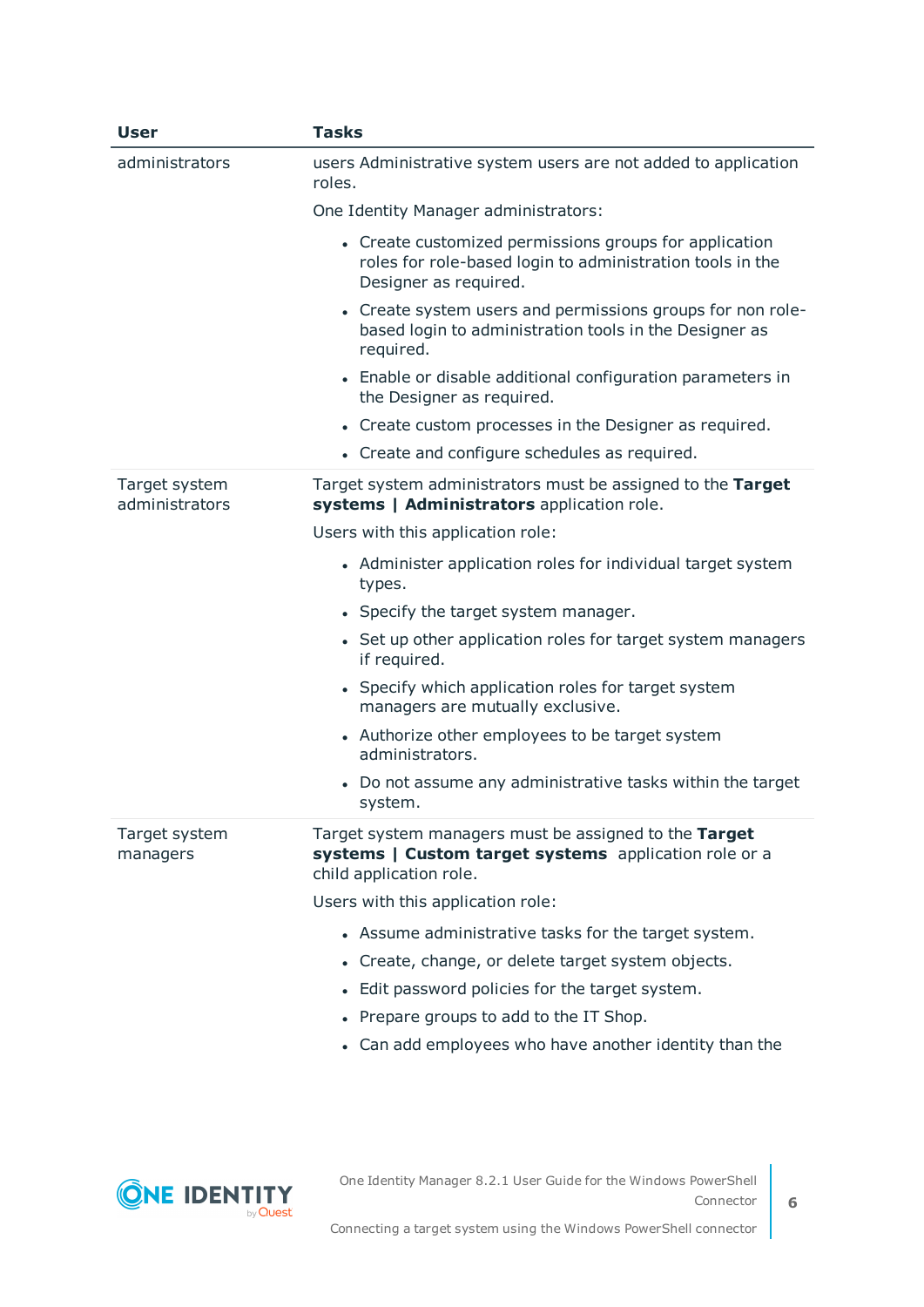| User | Tasks |
| --- | --- |
| administrators | users Administrative system users are not added to application roles.<br><br>One Identity Manager administrators:<br><ul><li>Create customized permissions groups for application roles for role-based login to administration tools in the Designer as required.</li><li>Create system users and permissions groups for non role-based login to administration tools in the Designer as required.</li><li>Enable or disable additional configuration parameters in the Designer as required.</li><li>Create custom processes in the Designer as required.</li><li>Create and configure schedules as required.</li></ul> |
| Target system administrators | Target system administrators must be assigned to the **Target systems \| Administrators** application role.<br><br>Users with this application role:<br><ul><li>Administer application roles for individual target system types.</li><li>Specify the target system manager.</li><li>Set up other application roles for target system managers if required.</li><li>Specify which application roles for target system managers are mutually exclusive.</li><li>Authorize other employees to be target system administrators.</li><li>Do not assume any administrative tasks within the target system.</li></ul> |
| Target system managers | Target system managers must be assigned to the **Target systems \| Custom target systems** application role or a child application role.<br><br>Users with this application role:<br><ul><li>Assume administrative tasks for the target system.</li><li>Create, change, or delete target system objects.</li><li>Edit password policies for the target system.</li><li>Prepare groups to add to the IT Shop.</li><li>Can add employees who have another identity than the</li></ul> |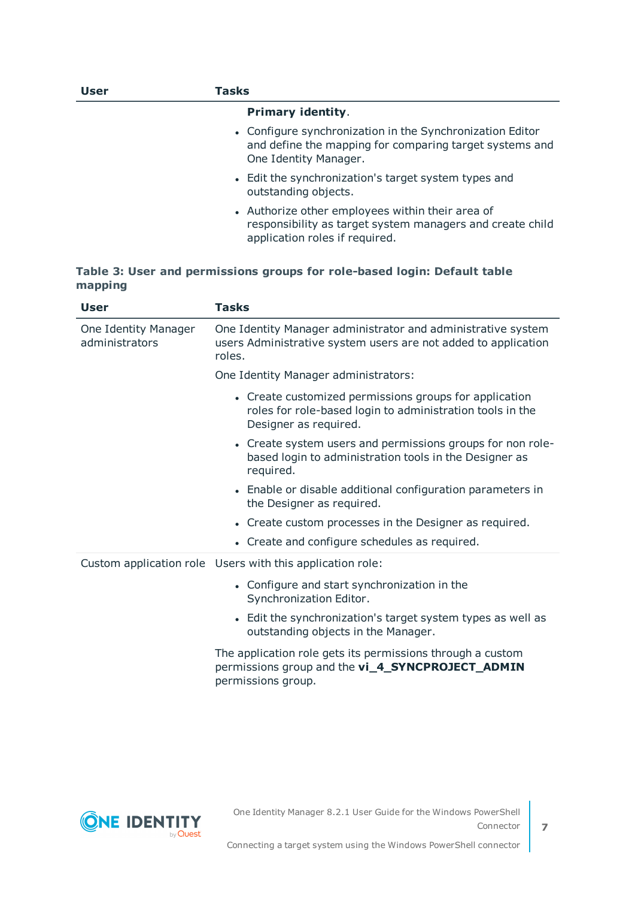| User | Tasks |
|---|---|
| | **Primary identity**.<br>• Configure synchronization in the Synchronization Editor and define the mapping for comparing target systems and One Identity Manager.<br>• Edit the synchronization's target system types and outstanding objects.<br>• Authorize other employees within their area of responsibility as target system managers and create child application roles if required. |

**Table 3: User and permissions groups for role-based login: Default table mapping**

| User | Tasks |
|---|---|
| One Identity Manager administrators | One Identity Manager administrator and administrative system users Administrative system users are not added to application roles.<br>One Identity Manager administrators:<br>• Create customized permissions groups for application roles for role-based login to administration tools in the Designer as required.<br>• Create system users and permissions groups for non role-based login to administration tools in the Designer as required.<br>• Enable or disable additional configuration parameters in the Designer as required.<br>• Create custom processes in the Designer as required.<br>• Create and configure schedules as required. |
| Custom application role | Users with this application role:<br>• Configure and start synchronization in the Synchronization Editor.<br>• Edit the synchronization's target system types as well as outstanding objects in the Manager.<br>The application role gets its permissions through a custom permissions group and the **vi_4_SYNCPROJECT_ADMIN** permissions group. |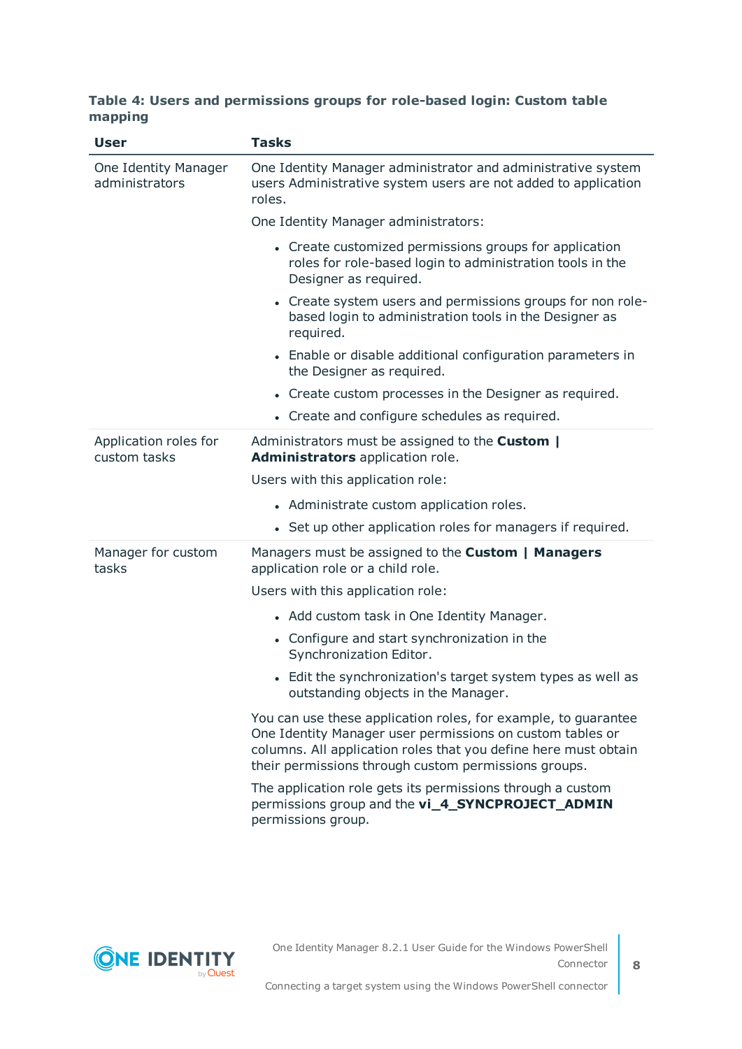**Table 4: Users and permissions groups for role-based login: Custom table mapping**

| User | Tasks |
|---|---|
| One Identity Manager administrators | One Identity Manager administrator and administrative system users Administrative system users are not added to application roles.<br><br>One Identity Manager administrators:<br><br>• Create customized permissions groups for application roles for role-based login to administration tools in the Designer as required.<br>• Create system users and permissions groups for non role-based login to administration tools in the Designer as required.<br>• Enable or disable additional configuration parameters in the Designer as required.<br>• Create custom processes in the Designer as required.<br>• Create and configure schedules as required. |
| Application roles for custom tasks | Administrators must be assigned to the **Custom \| Administrators** application role.<br><br>Users with this application role:<br><br>• Administrate custom application roles.<br>• Set up other application roles for managers if required. |
| Manager for custom tasks | Managers must be assigned to the **Custom \| Managers** application role or a child role.<br><br>Users with this application role:<br><br>• Add custom task in One Identity Manager.<br>• Configure and start synchronization in the Synchronization Editor.<br>• Edit the synchronization's target system types as well as outstanding objects in the Manager.<br><br>You can use these application roles, for example, to guarantee One Identity Manager user permissions on custom tables or columns. All application roles that you define here must obtain their permissions through custom permissions groups.<br><br>The application role gets its permissions through a custom permissions group and the **vi_4_SYNCPROJECT_ADMIN** permissions group. |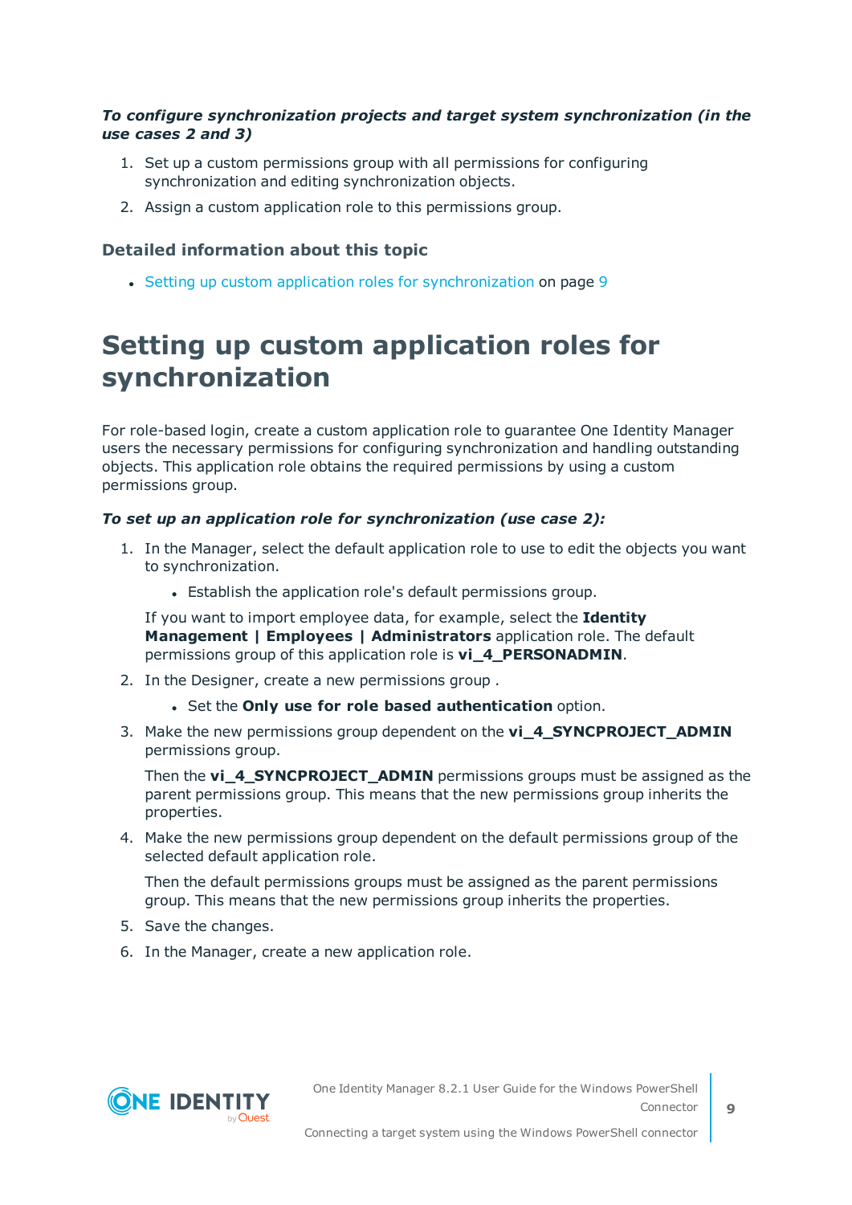***To configure synchronization projects and target system synchronization (in the use cases 2 and 3)***

1. Set up a custom permissions group with all permissions for configuring synchronization and editing synchronization objects.
2. Assign a custom application role to this permissions group.

### Detailed information about this topic

- Setting up custom application roles for synchronization on page 9

# Setting up custom application roles for synchronization

For role-based login, create a custom application role to guarantee One Identity Manager users the necessary permissions for configuring synchronization and handling outstanding objects. This application role obtains the required permissions by using a custom permissions group.

***To set up an application role for synchronization (use case 2):***

1. In the Manager, select the default application role to use to edit the objects you want to synchronization.
   - Establish the application role's default permissions group.

   If you want to import employee data, for example, select the **Identity Management | Employees | Administrators** application role. The default permissions group of this application role is **vi_4_PERSONADMIN**.
2. In the Designer, create a new permissions group .
   - Set the **Only use for role based authentication** option.
3. Make the new permissions group dependent on the **vi_4_SYNCPROJECT_ADMIN** permissions group.

   Then the **vi_4_SYNCPROJECT_ADMIN** permissions groups must be assigned as the parent permissions group. This means that the new permissions group inherits the properties.
4. Make the new permissions group dependent on the default permissions group of the selected default application role.

   Then the default permissions groups must be assigned as the parent permissions group. This means that the new permissions group inherits the properties.
5. Save the changes.
6. In the Manager, create a new application role.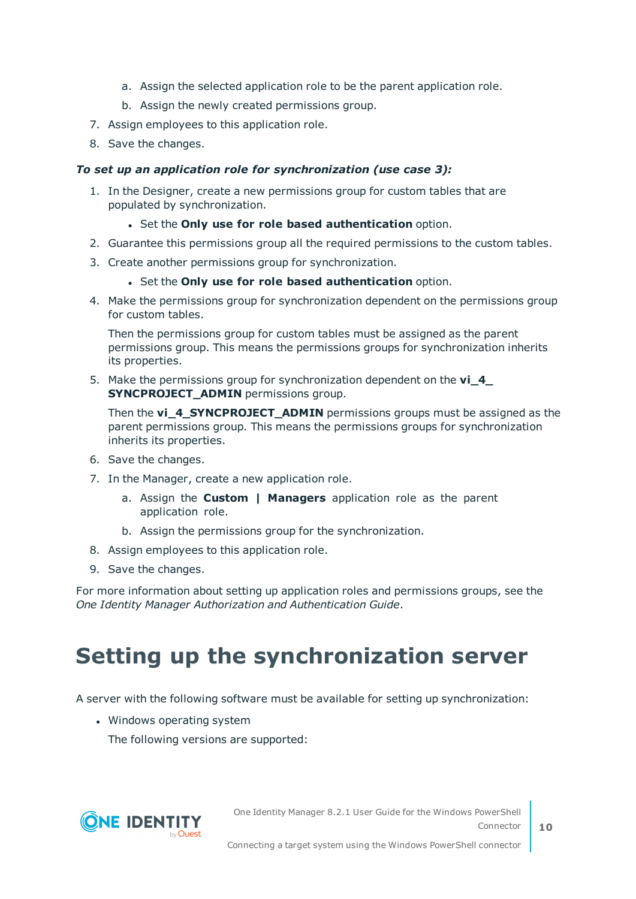a. Assign the selected application role to be the parent application role.
   b. Assign the newly created permissions group.
7. Assign employees to this application role.
8. Save the changes.

***To set up an application role for synchronization (use case 3):***

1. In the Designer, create a new permissions group for custom tables that are populated by synchronization.
   - Set the **Only use for role based authentication** option.
2. Guarantee this permissions group all the required permissions to the custom tables.
3. Create another permissions group for synchronization.
   - Set the **Only use for role based authentication** option.
4. Make the permissions group for synchronization dependent on the permissions group for custom tables.

   Then the permissions group for custom tables must be assigned as the parent permissions group. This means the permissions groups for synchronization inherits its properties.
5. Make the permissions group for synchronization dependent on the **vi_4_SYNCPROJECT_ADMIN** permissions group.

   Then the **vi_4_SYNCPROJECT_ADMIN** permissions groups must be assigned as the parent permissions group. This means the permissions groups for synchronization inherits its properties.
6. Save the changes.
7. In the Manager, create a new application role.
   a. Assign the **Custom | Managers** application role as the parent application role.
   b. Assign the permissions group for the synchronization.
8. Assign employees to this application role.
9. Save the changes.

For more information about setting up application roles and permissions groups, see the *One Identity Manager Authorization and Authentication Guide*.

# Setting up the synchronization server

A server with the following software must be available for setting up synchronization:

- Windows operating system

  The following versions are supported: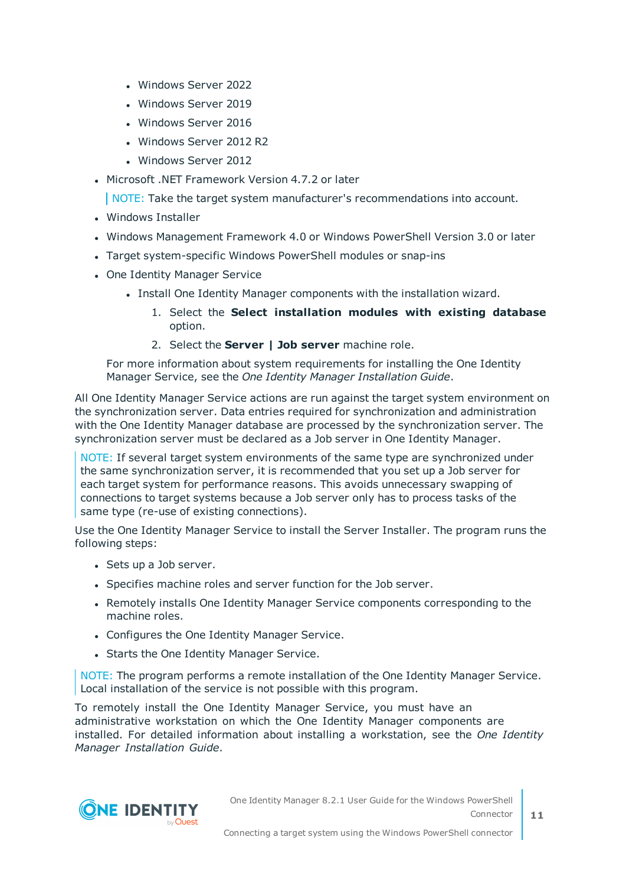- Windows Server 2022
    - Windows Server 2019
    - Windows Server 2016
    - Windows Server 2012 R2
    - Windows Server 2012
- Microsoft .NET Framework Version 4.7.2 or later

  NOTE: Take the target system manufacturer's recommendations into account.
- Windows Installer
- Windows Management Framework 4.0 or Windows PowerShell Version 3.0 or later
- Target system-specific Windows PowerShell modules or snap-ins
- One Identity Manager Service
    - Install One Identity Manager components with the installation wizard.
        1. Select the **Select installation modules with existing database** option.
        2. Select the **Server | Job server** machine role.

  For more information about system requirements for installing the One Identity Manager Service, see the *One Identity Manager Installation Guide*.

All One Identity Manager Service actions are run against the target system environment on the synchronization server. Data entries required for synchronization and administration with the One Identity Manager database are processed by the synchronization server. The synchronization server must be declared as a Job server in One Identity Manager.

NOTE: If several target system environments of the same type are synchronized under the same synchronization server, it is recommended that you set up a Job server for each target system for performance reasons. This avoids unnecessary swapping of connections to target systems because a Job server only has to process tasks of the same type (re-use of existing connections).

Use the One Identity Manager Service to install the Server Installer. The program runs the following steps:

- Sets up a Job server.
- Specifies machine roles and server function for the Job server.
- Remotely installs One Identity Manager Service components corresponding to the machine roles.
- Configures the One Identity Manager Service.
- Starts the One Identity Manager Service.

NOTE: The program performs a remote installation of the One Identity Manager Service. Local installation of the service is not possible with this program.

To remotely install the One Identity Manager Service, you must have an administrative workstation on which the One Identity Manager components are installed. For detailed information about installing a workstation, see the *One Identity Manager Installation Guide*.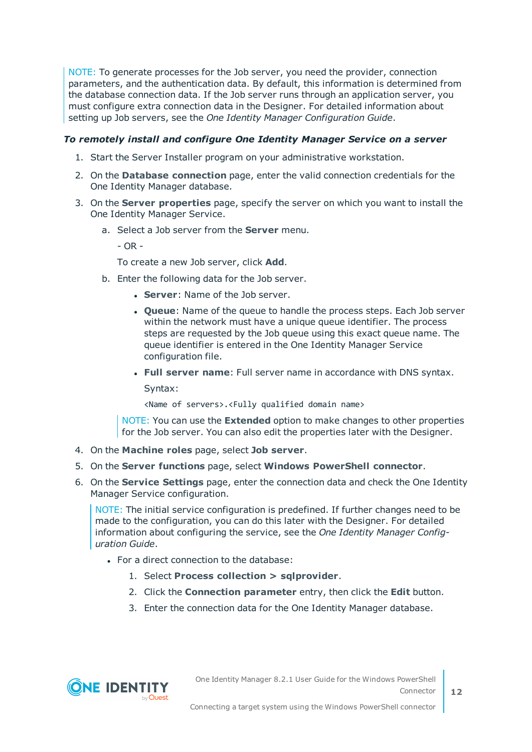NOTE: To generate processes for the Job server, you need the provider, connection parameters, and the authentication data. By default, this information is determined from the database connection data. If the Job server runs through an application server, you must configure extra connection data in the Designer. For detailed information about setting up Job servers, see the *One Identity Manager Configuration Guide*.

***To remotely install and configure One Identity Manager Service on a server***

1. Start the Server Installer program on your administrative workstation.
2. On the **Database connection** page, enter the valid connection credentials for the One Identity Manager database.
3. On the **Server properties** page, specify the server on which you want to install the One Identity Manager Service.
    a. Select a Job server from the **Server** menu.

       - OR -

       To create a new Job server, click **Add**.

    b. Enter the following data for the Job server.
        - **Server**: Name of the Job server.
        - **Queue**: Name of the queue to handle the process steps. Each Job server within the network must have a unique queue identifier. The process steps are requested by the Job queue using this exact queue name. The queue identifier is entered in the One Identity Manager Service configuration file.
        - **Full server name**: Full server name in accordance with DNS syntax.

          Syntax:

          `<Name of servers>.<Fully qualified domain name>`

    NOTE: You can use the **Extended** option to make changes to other properties for the Job server. You can also edit the properties later with the Designer.

4. On the **Machine roles** page, select **Job server**.
5. On the **Server functions** page, select **Windows PowerShell connector**.
6. On the **Service Settings** page, enter the connection data and check the One Identity Manager Service configuration.

   NOTE: The initial service configuration is predefined. If further changes need to be made to the configuration, you can do this later with the Designer. For detailed information about configuring the service, see the *One Identity Manager Configuration Guide*.

    - For a direct connection to the database:
        1. Select **Process collection > sqlprovider**.
        2. Click the **Connection parameter** entry, then click the **Edit** button.
        3. Enter the connection data for the One Identity Manager database.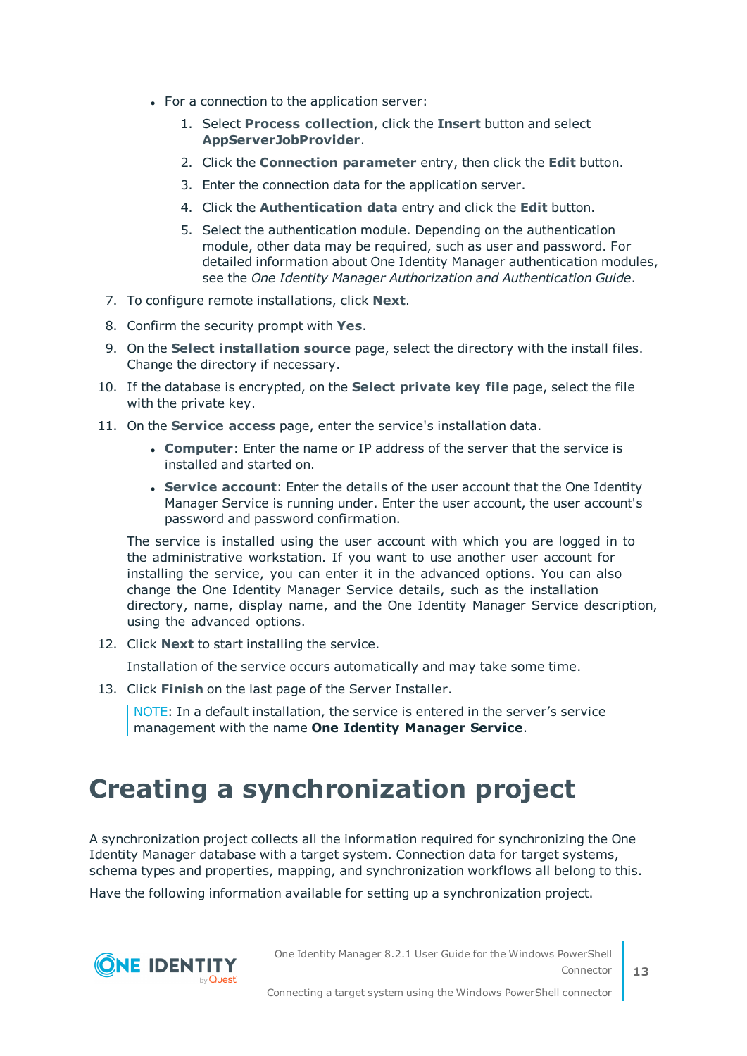- For a connection to the application server:
  1. Select **Process collection**, click the **Insert** button and select **AppServerJobProvider**.
  2. Click the **Connection parameter** entry, then click the **Edit** button.
  3. Enter the connection data for the application server.
  4. Click the **Authentication data** entry and click the **Edit** button.
  5. Select the authentication module. Depending on the authentication module, other data may be required, such as user and password. For detailed information about One Identity Manager authentication modules, see the *One Identity Manager Authorization and Authentication Guide*.

7. To configure remote installations, click **Next**.
8. Confirm the security prompt with **Yes**.
9. On the **Select installation source** page, select the directory with the install files. Change the directory if necessary.
10. If the database is encrypted, on the **Select private key file** page, select the file with the private key.
11. On the **Service access** page, enter the service's installation data.
    - **Computer**: Enter the name or IP address of the server that the service is installed and started on.
    - **Service account**: Enter the details of the user account that the One Identity Manager Service is running under. Enter the user account, the user account's password and password confirmation.

    The service is installed using the user account with which you are logged in to the administrative workstation. If you want to use another user account for installing the service, you can enter it in the advanced options. You can also change the One Identity Manager Service details, such as the installation directory, name, display name, and the One Identity Manager Service description, using the advanced options.
12. Click **Next** to start installing the service.

    Installation of the service occurs automatically and may take some time.
13. Click **Finish** on the last page of the Server Installer.

    NOTE: In a default installation, the service is entered in the server's service management with the name **One Identity Manager Service**.

# Creating a synchronization project

A synchronization project collects all the information required for synchronizing the One Identity Manager database with a target system. Connection data for target systems, schema types and properties, mapping, and synchronization workflows all belong to this.

Have the following information available for setting up a synchronization project.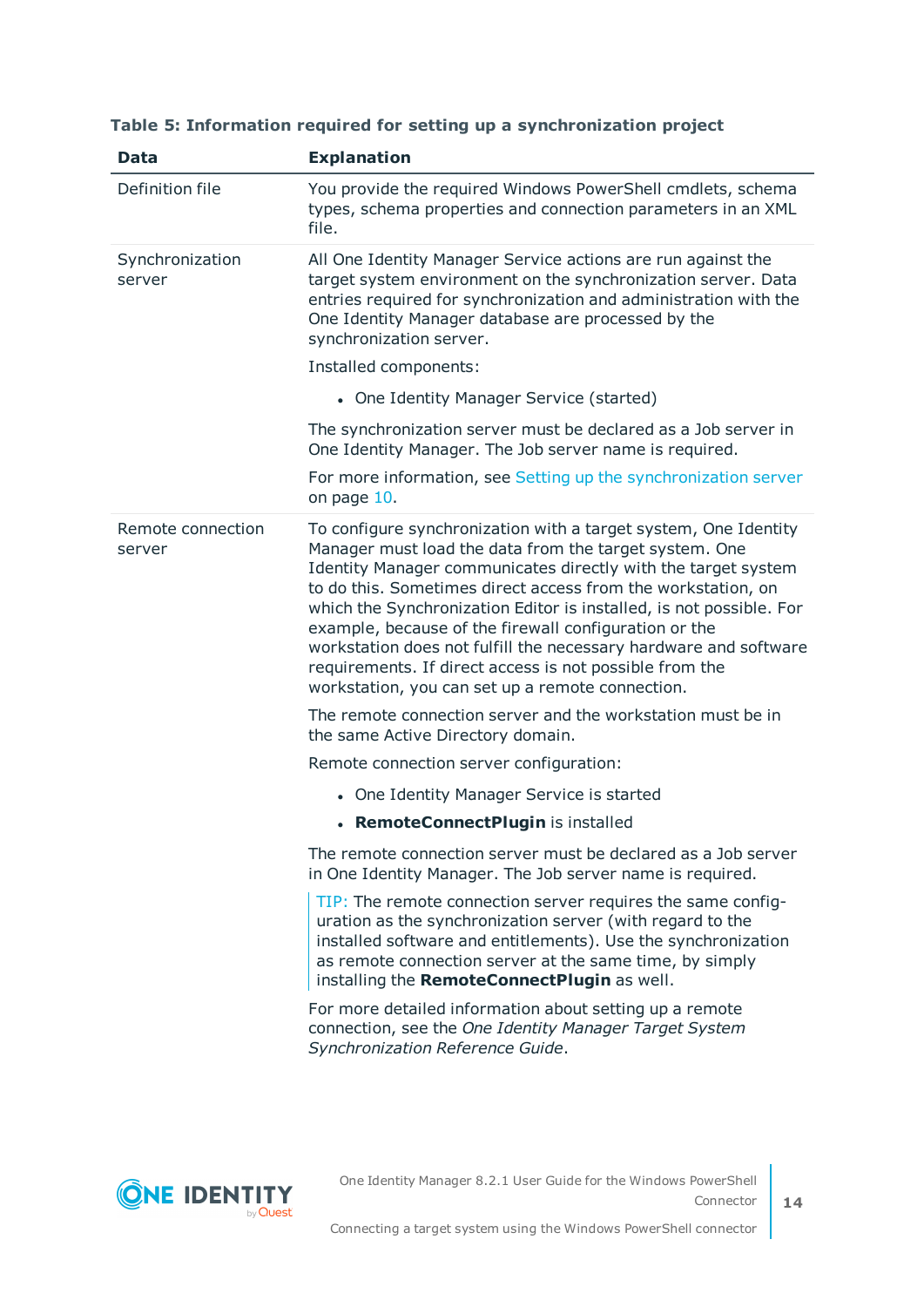**Table 5: Information required for setting up a synchronization project**

| Data | Explanation |
|---|---|
| Definition file | You provide the required Windows PowerShell cmdlets, schema types, schema properties and connection parameters in an XML file. |
| Synchronization server | All One Identity Manager Service actions are run against the target system environment on the synchronization server. Data entries required for synchronization and administration with the One Identity Manager database are processed by the synchronization server.<br><br>Installed components:<br><br>• One Identity Manager Service (started)<br><br>The synchronization server must be declared as a Job server in One Identity Manager. The Job server name is required.<br><br>For more information, see Setting up the synchronization server on page 10. |
| Remote connection server | To configure synchronization with a target system, One Identity Manager must load the data from the target system. One Identity Manager communicates directly with the target system to do this. Sometimes direct access from the workstation, on which the Synchronization Editor is installed, is not possible. For example, because of the firewall configuration or the workstation does not fulfill the necessary hardware and software requirements. If direct access is not possible from the workstation, you can set up a remote connection.<br><br>The remote connection server and the workstation must be in the same Active Directory domain.<br><br>Remote connection server configuration:<br><br>• One Identity Manager Service is started<br>• **RemoteConnectPlugin** is installed<br><br>The remote connection server must be declared as a Job server in One Identity Manager. The Job server name is required.<br><br>TIP: The remote connection server requires the same configuration as the synchronization server (with regard to the installed software and entitlements). Use the synchronization as remote connection server at the same time, by simply installing the **RemoteConnectPlugin** as well.<br><br>For more detailed information about setting up a remote connection, see the *One Identity Manager Target System Synchronization Reference Guide*. |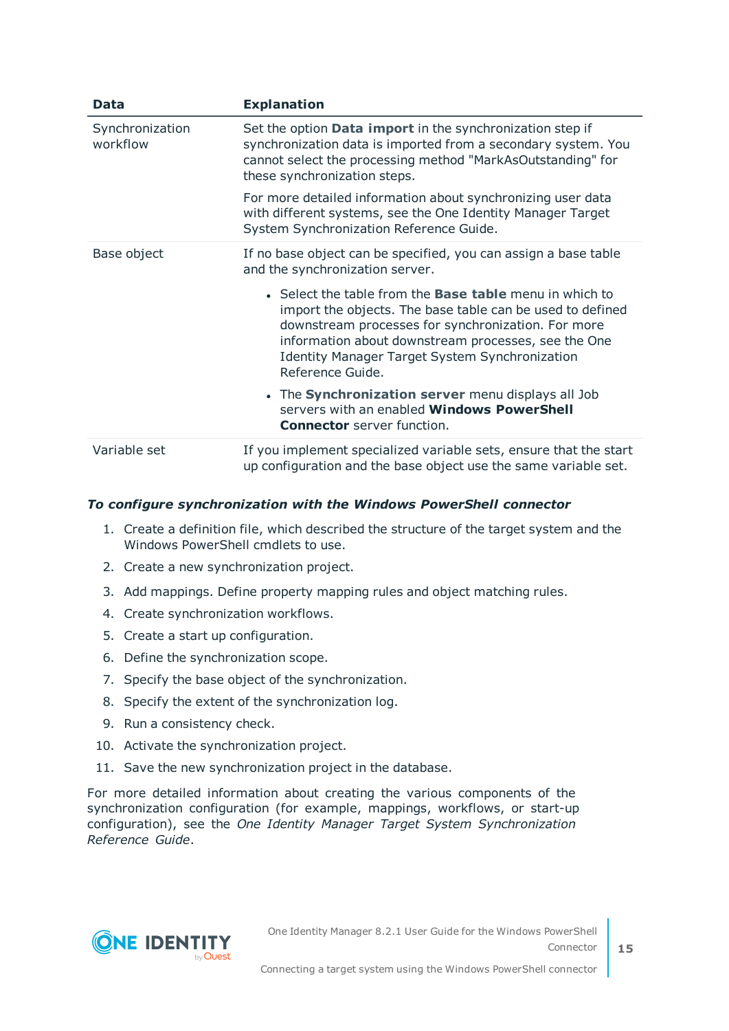| Data | Explanation |
|---|---|
| Synchronization workflow | Set the option **Data import** in the synchronization step if synchronization data is imported from a secondary system. You cannot select the processing method "MarkAsOutstanding" for these synchronization steps.<br><br>For more detailed information about synchronizing user data with different systems, see the One Identity Manager Target System Synchronization Reference Guide. |
| Base object | If no base object can be specified, you can assign a base table and the synchronization server.<br><br>• Select the table from the **Base table** menu in which to import the objects. The base table can be used to defined downstream processes for synchronization. For more information about downstream processes, see the One Identity Manager Target System Synchronization Reference Guide.<br><br>• The **Synchronization server** menu displays all Job servers with an enabled **Windows PowerShell Connector** server function. |
| Variable set | If you implement specialized variable sets, ensure that the start up configuration and the base object use the same variable set. |

***To configure synchronization with the Windows PowerShell connector***

1. Create a definition file, which described the structure of the target system and the Windows PowerShell cmdlets to use.
2. Create a new synchronization project.
3. Add mappings. Define property mapping rules and object matching rules.
4. Create synchronization workflows.
5. Create a start up configuration.
6. Define the synchronization scope.
7. Specify the base object of the synchronization.
8. Specify the extent of the synchronization log.
9. Run a consistency check.
10. Activate the synchronization project.
11. Save the new synchronization project in the database.

For more detailed information about creating the various components of the synchronization configuration (for example, mappings, workflows, or start-up configuration), see the *One Identity Manager Target System Synchronization Reference Guide*.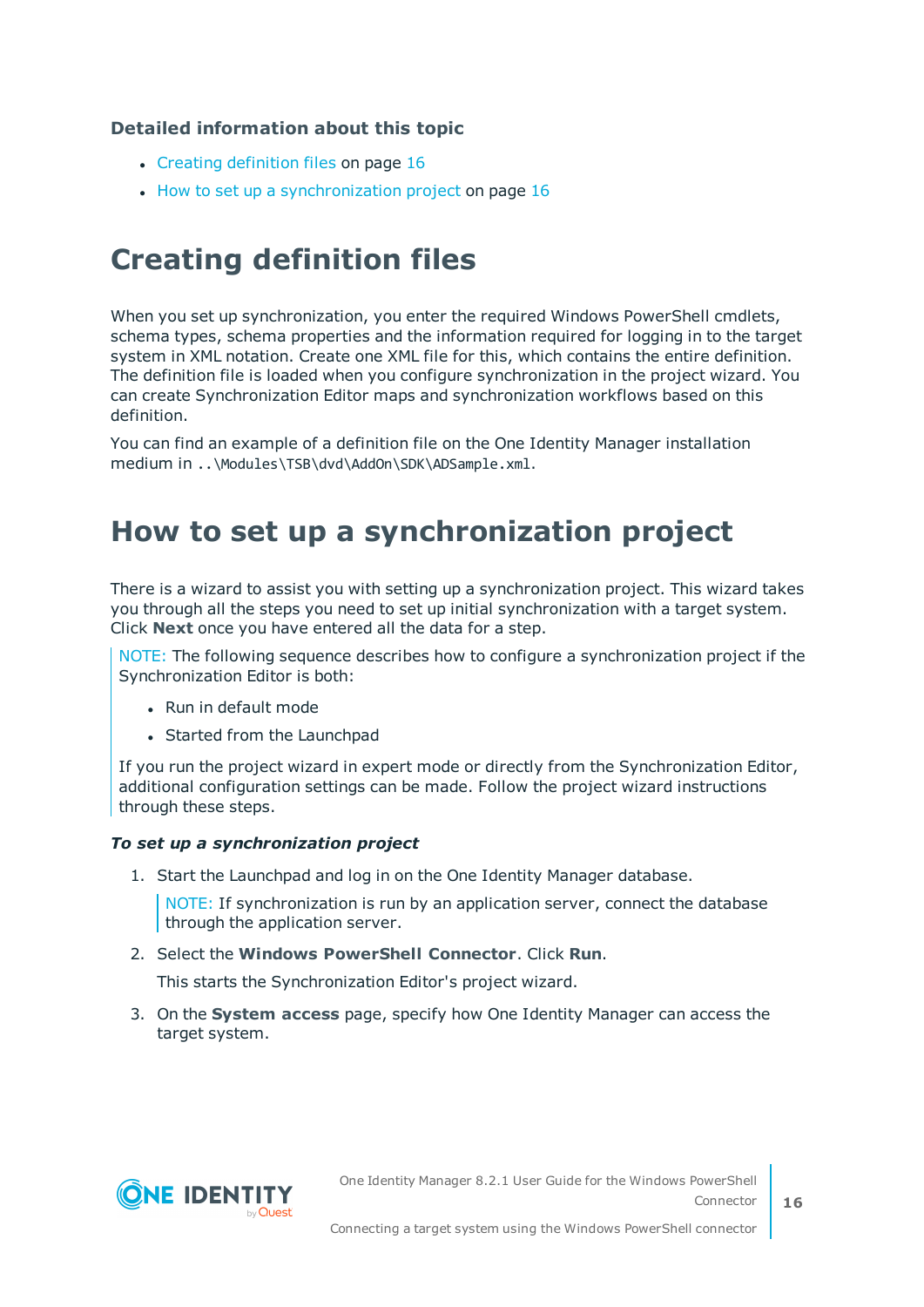**Detailed information about this topic**

- Creating definition files on page 16
- How to set up a synchronization project on page 16

# Creating definition files

When you set up synchronization, you enter the required Windows PowerShell cmdlets, schema types, schema properties and the information required for logging in to the target system in XML notation. Create one XML file for this, which contains the entire definition. The definition file is loaded when you configure synchronization in the project wizard. You can create Synchronization Editor maps and synchronization workflows based on this definition.

You can find an example of a definition file on the One Identity Manager installation medium in `..\Modules\TSB\dvd\AddOn\SDK\ADSample.xml`.

# How to set up a synchronization project

There is a wizard to assist you with setting up a synchronization project. This wizard takes you through all the steps you need to set up initial synchronization with a target system. Click **Next** once you have entered all the data for a step.

> NOTE: The following sequence describes how to configure a synchronization project if the Synchronization Editor is both:
>
> - Run in default mode
> - Started from the Launchpad
>
> If you run the project wizard in expert mode or directly from the Synchronization Editor, additional configuration settings can be made. Follow the project wizard instructions through these steps.

***To set up a synchronization project***

1. Start the Launchpad and log in on the One Identity Manager database.

   > NOTE: If synchronization is run by an application server, connect the database through the application server.

2. Select the **Windows PowerShell Connector**. Click **Run**.

   This starts the Synchronization Editor's project wizard.

3. On the **System access** page, specify how One Identity Manager can access the target system.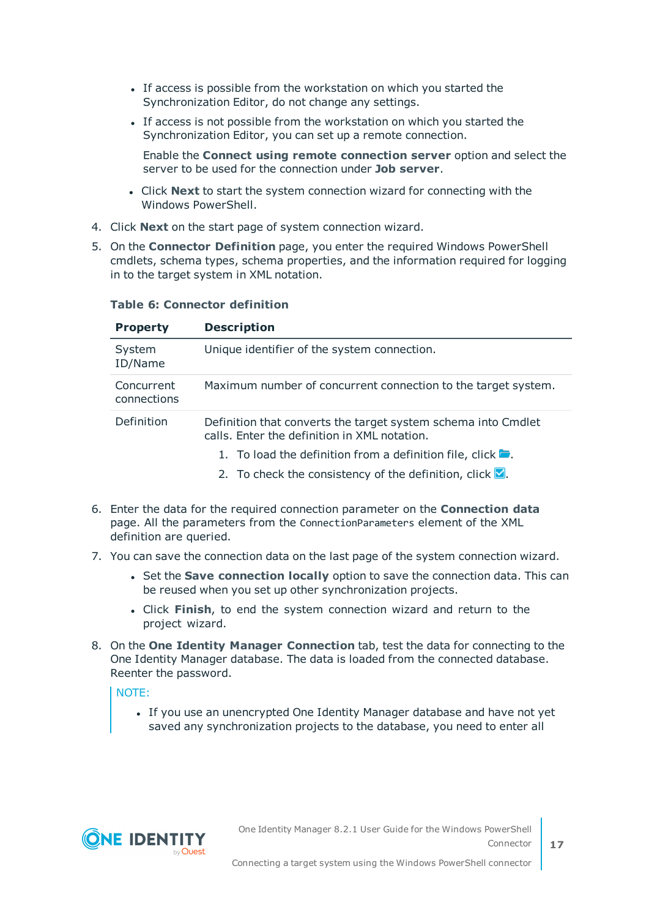- If access is possible from the workstation on which you started the Synchronization Editor, do not change any settings.
- If access is not possible from the workstation on which you started the Synchronization Editor, you can set up a remote connection.

  Enable the **Connect using remote connection server** option and select the server to be used for the connection under **Job server**.
- Click **Next** to start the system connection wizard for connecting with the Windows PowerShell.

4. Click **Next** on the start page of system connection wizard.
5. On the **Connector Definition** page, you enter the required Windows PowerShell cmdlets, schema types, schema properties, and the information required for logging in to the target system in XML notation.

**Table 6: Connector definition**

| Property | Description |
|---|---|
| System ID/Name | Unique identifier of the system connection. |
| Concurrent connections | Maximum number of concurrent connection to the target system. |
| Definition | Definition that converts the target system schema into Cmdlet calls. Enter the definition in XML notation.<br>1. To load the definition from a definition file, click .<br>2. To check the consistency of the definition, click . |

6. Enter the data for the required connection parameter on the **Connection data** page. All the parameters from the `ConnectionParameters` element of the XML definition are queried.
7. You can save the connection data on the last page of the system connection wizard.
   - Set the **Save connection locally** option to save the connection data. This can be reused when you set up other synchronization projects.
   - Click **Finish**, to end the system connection wizard and return to the project wizard.
8. On the **One Identity Manager Connection** tab, test the data for connecting to the One Identity Manager database. The data is loaded from the connected database. Reenter the password.

   NOTE:

   - If you use an unencrypted One Identity Manager database and have not yet saved any synchronization projects to the database, you need to enter all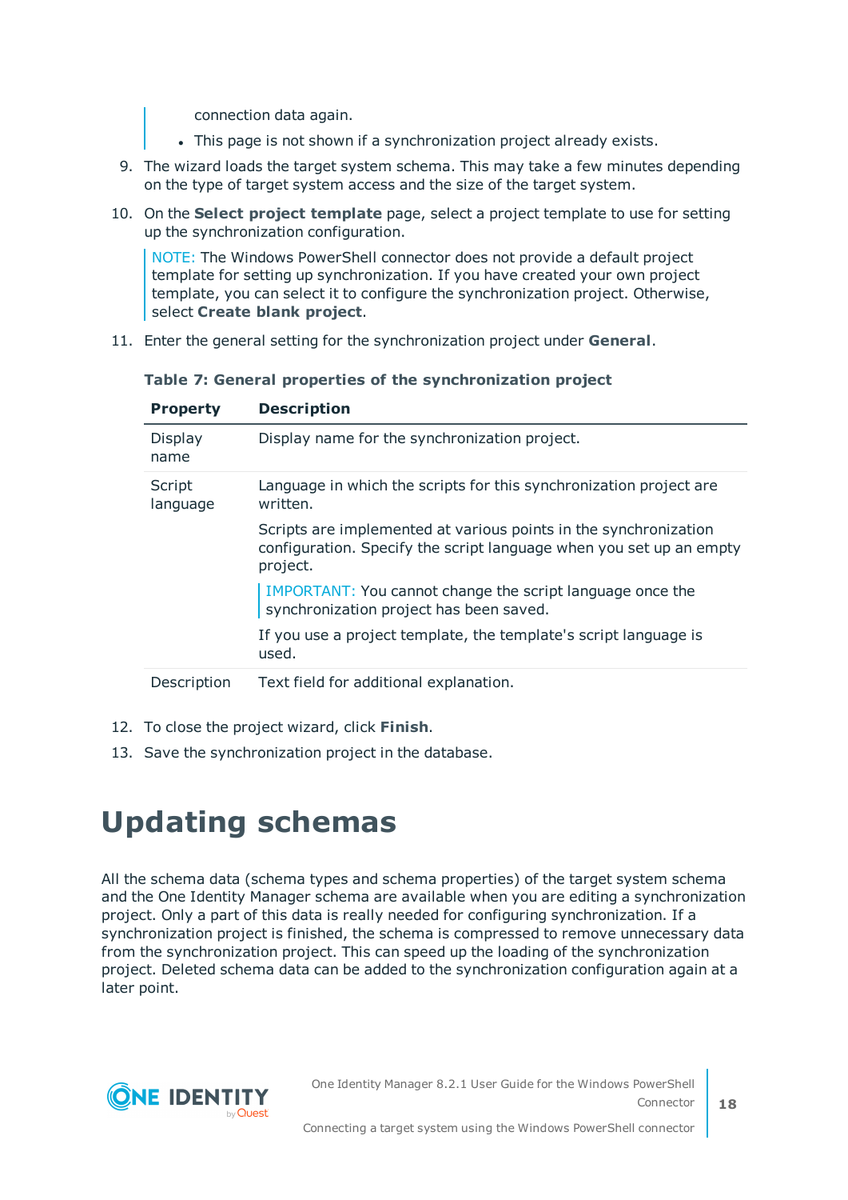connection data again.

- This page is not shown if a synchronization project already exists.

9. The wizard loads the target system schema. This may take a few minutes depending on the type of target system access and the size of the target system.
10. On the **Select project template** page, select a project template to use for setting up the synchronization configuration.

    NOTE: The Windows PowerShell connector does not provide a default project template for setting up synchronization. If you have created your own project template, you can select it to configure the synchronization project. Otherwise, select **Create blank project**.

11. Enter the general setting for the synchronization project under **General**.

**Table 7: General properties of the synchronization project**

| Property | Description |
|---|---|
| Display name | Display name for the synchronization project. |
| Script language | Language in which the scripts for this synchronization project are written.<br><br>Scripts are implemented at various points in the synchronization configuration. Specify the script language when you set up an empty project.<br><br>IMPORTANT: You cannot change the script language once the synchronization project has been saved.<br><br>If you use a project template, the template's script language is used. |
| Description | Text field for additional explanation. |

12. To close the project wizard, click **Finish**.
13. Save the synchronization project in the database.

# Updating schemas

All the schema data (schema types and schema properties) of the target system schema and the One Identity Manager schema are available when you are editing a synchronization project. Only a part of this data is really needed for configuring synchronization. If a synchronization project is finished, the schema is compressed to remove unnecessary data from the synchronization project. This can speed up the loading of the synchronization project. Deleted schema data can be added to the synchronization configuration again at a later point.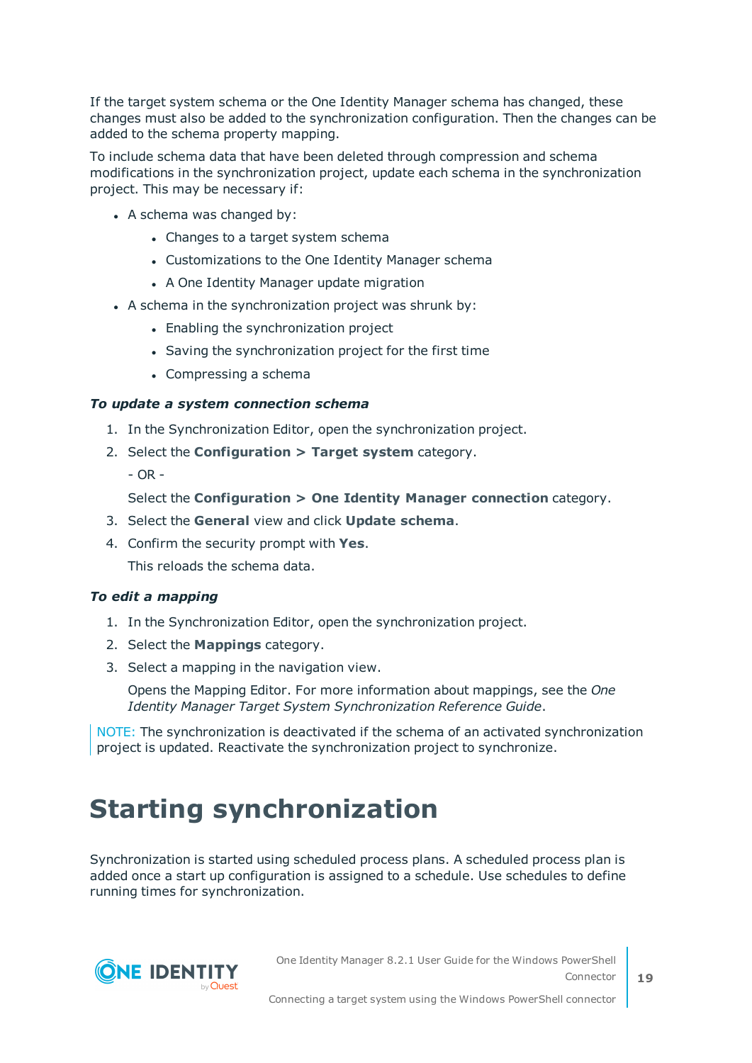If the target system schema or the One Identity Manager schema has changed, these changes must also be added to the synchronization configuration. Then the changes can be added to the schema property mapping.

To include schema data that have been deleted through compression and schema modifications in the synchronization project, update each schema in the synchronization project. This may be necessary if:

- A schema was changed by:
  - Changes to a target system schema
  - Customizations to the One Identity Manager schema
  - A One Identity Manager update migration
- A schema in the synchronization project was shrunk by:
  - Enabling the synchronization project
  - Saving the synchronization project for the first time
  - Compressing a schema

***To update a system connection schema***

1. In the Synchronization Editor, open the synchronization project.
2. Select the **Configuration > Target system** category.

   - OR -

   Select the **Configuration > One Identity Manager connection** category.
3. Select the **General** view and click **Update schema**.
4. Confirm the security prompt with **Yes**.

   This reloads the schema data.

***To edit a mapping***

1. In the Synchronization Editor, open the synchronization project.
2. Select the **Mappings** category.
3. Select a mapping in the navigation view.

   Opens the Mapping Editor. For more information about mappings, see the *One Identity Manager Target System Synchronization Reference Guide*.

NOTE: The synchronization is deactivated if the schema of an activated synchronization project is updated. Reactivate the synchronization project to synchronize.

# Starting synchronization

Synchronization is started using scheduled process plans. A scheduled process plan is added once a start up configuration is assigned to a schedule. Use schedules to define running times for synchronization.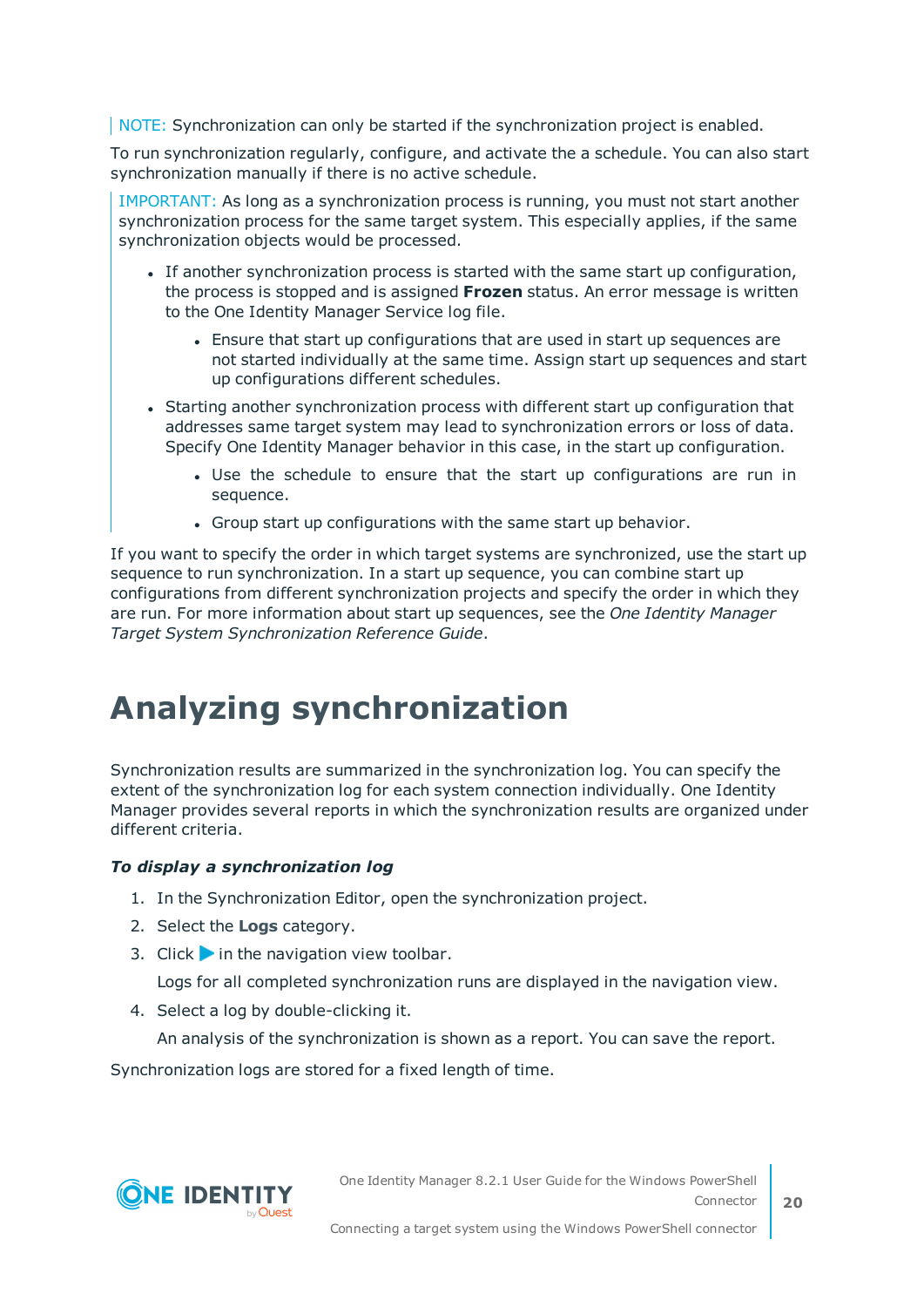NOTE: Synchronization can only be started if the synchronization project is enabled.

To run synchronization regularly, configure, and activate the a schedule. You can also start synchronization manually if there is no active schedule.

IMPORTANT: As long as a synchronization process is running, you must not start another synchronization process for the same target system. This especially applies, if the same synchronization objects would be processed.

- If another synchronization process is started with the same start up configuration, the process is stopped and is assigned **Frozen** status. An error message is written to the One Identity Manager Service log file.
  - Ensure that start up configurations that are used in start up sequences are not started individually at the same time. Assign start up sequences and start up configurations different schedules.
- Starting another synchronization process with different start up configuration that addresses same target system may lead to synchronization errors or loss of data. Specify One Identity Manager behavior in this case, in the start up configuration.
  - Use the schedule to ensure that the start up configurations are run in sequence.
  - Group start up configurations with the same start up behavior.

If you want to specify the order in which target systems are synchronized, use the start up sequence to run synchronization. In a start up sequence, you can combine start up configurations from different synchronization projects and specify the order in which they are run. For more information about start up sequences, see the *One Identity Manager Target System Synchronization Reference Guide*.

# Analyzing synchronization

Synchronization results are summarized in the synchronization log. You can specify the extent of the synchronization log for each system connection individually. One Identity Manager provides several reports in which the synchronization results are organized under different criteria.

***To display a synchronization log***

1. In the Synchronization Editor, open the synchronization project.
2. Select the **Logs** category.
3. Click ▶ in the navigation view toolbar.

   Logs for all completed synchronization runs are displayed in the navigation view.
4. Select a log by double-clicking it.

   An analysis of the synchronization is shown as a report. You can save the report.

Synchronization logs are stored for a fixed length of time.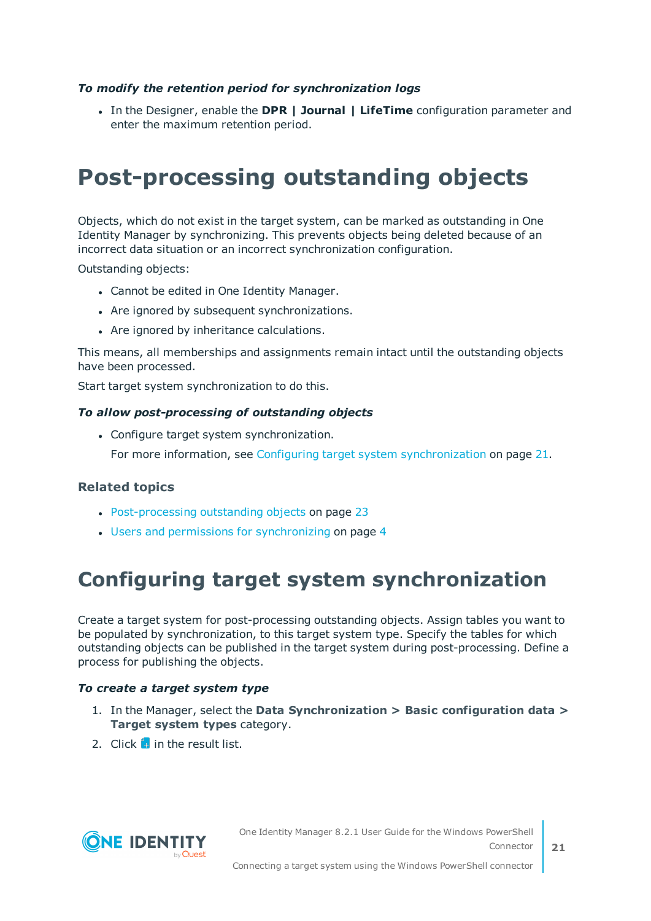***To modify the retention period for synchronization logs***

- In the Designer, enable the **DPR | Journal | LifeTime** configuration parameter and enter the maximum retention period.

# Post-processing outstanding objects

Objects, which do not exist in the target system, can be marked as outstanding in One Identity Manager by synchronizing. This prevents objects being deleted because of an incorrect data situation or an incorrect synchronization configuration.

Outstanding objects:

- Cannot be edited in One Identity Manager.
- Are ignored by subsequent synchronizations.
- Are ignored by inheritance calculations.

This means, all memberships and assignments remain intact until the outstanding objects have been processed.

Start target system synchronization to do this.

***To allow post-processing of outstanding objects***

- Configure target system synchronization.

  For more information, see Configuring target system synchronization on page 21.

### Related topics

- Post-processing outstanding objects on page 23
- Users and permissions for synchronizing on page 4

# Configuring target system synchronization

Create a target system for post-processing outstanding objects. Assign tables you want to be populated by synchronization, to this target system type. Specify the tables for which outstanding objects can be published in the target system during post-processing. Define a process for publishing the objects.

***To create a target system type***

1. In the Manager, select the **Data Synchronization > Basic configuration data > Target system types** category.
2. Click  in the result list.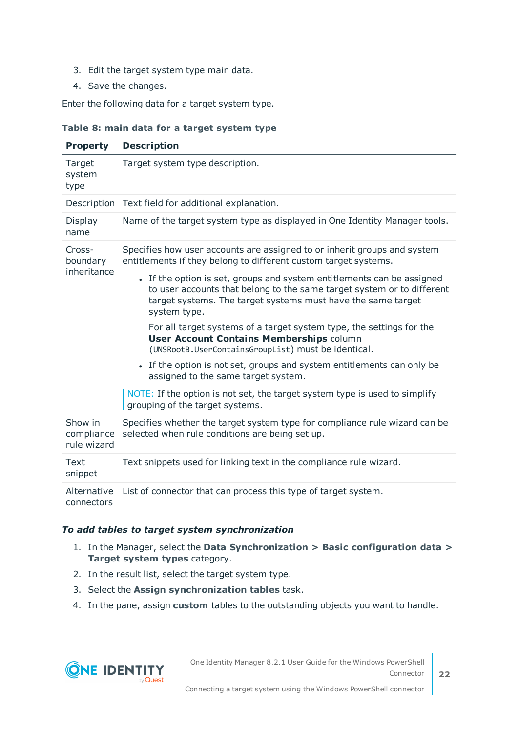3. Edit the target system type main data.
4. Save the changes.

Enter the following data for a target system type.

**Table 8: main data for a target system type**

| Property | Description |
|---|---|
| Target system type | Target system type description. |
| Description | Text field for additional explanation. |
| Display name | Name of the target system type as displayed in One Identity Manager tools. |
| Cross-boundary inheritance | Specifies how user accounts are assigned to or inherit groups and system entitlements if they belong to different custom target systems.<br><br>• If the option is set, groups and system entitlements can be assigned to user accounts that belong to the same target system or to different target systems. The target systems must have the same target system type.<br><br>For all target systems of a target system type, the settings for the **User Account Contains Memberships** column (`UNSRootB.UserContainsGroupList`) must be identical.<br><br>• If the option is not set, groups and system entitlements can only be assigned to the same target system.<br><br>NOTE: If the option is not set, the target system type is used to simplify grouping of the target systems. |
| Show in compliance rule wizard | Specifies whether the target system type for compliance rule wizard can be selected when rule conditions are being set up. |
| Text snippet | Text snippets used for linking text in the compliance rule wizard. |
| Alternative connectors | List of connector that can process this type of target system. |

***To add tables to target system synchronization***

1. In the Manager, select the **Data Synchronization > Basic configuration data > Target system types** category.
2. In the result list, select the target system type.
3. Select the **Assign synchronization tables** task.
4. In the pane, assign **custom** tables to the outstanding objects you want to handle.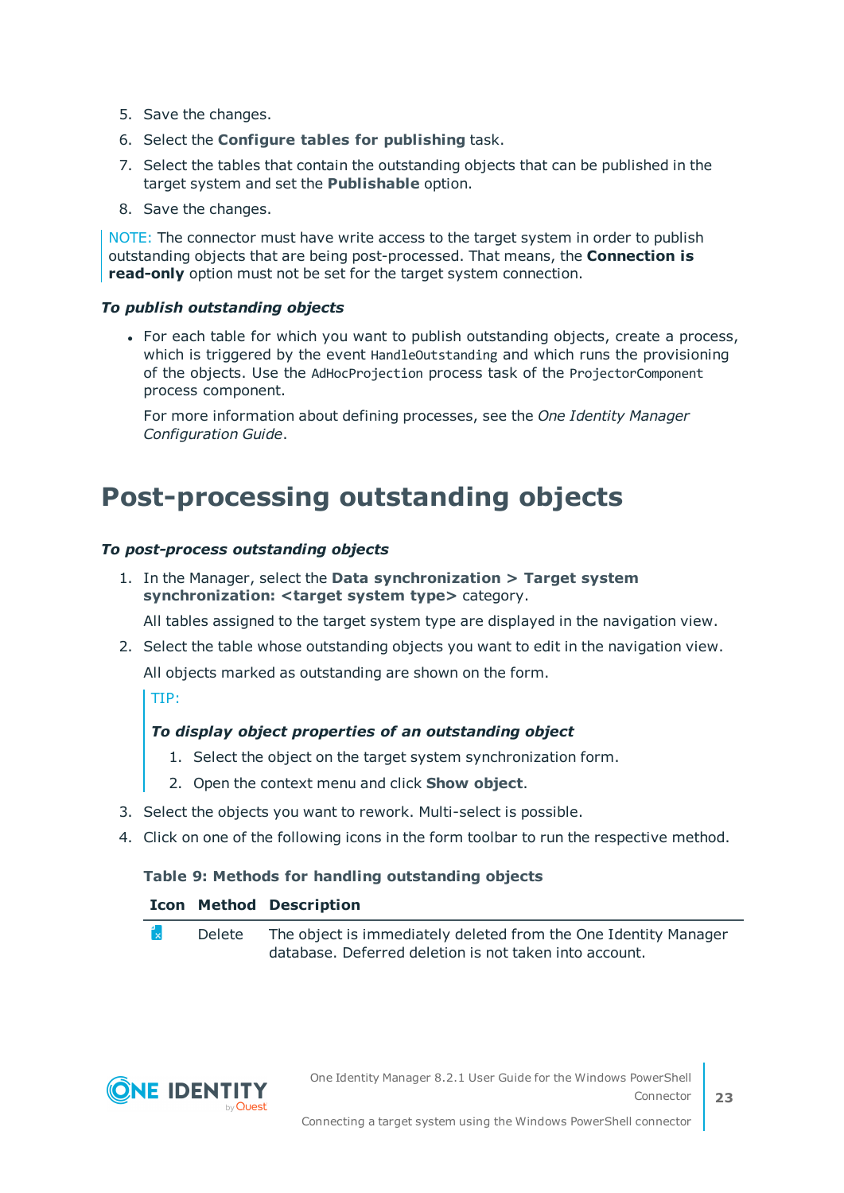5. Save the changes.
6. Select the **Configure tables for publishing** task.
7. Select the tables that contain the outstanding objects that can be published in the target system and set the **Publishable** option.
8. Save the changes.

NOTE: The connector must have write access to the target system in order to publish outstanding objects that are being post-processed. That means, the **Connection is read-only** option must not be set for the target system connection.

***To publish outstanding objects***

- For each table for which you want to publish outstanding objects, create a process, which is triggered by the event `HandleOutstanding` and which runs the provisioning of the objects. Use the `AdHocProjection` process task of the `ProjectorComponent` process component.

  For more information about defining processes, see the *One Identity Manager Configuration Guide*.

# Post-processing outstanding objects

***To post-process outstanding objects***

1. In the Manager, select the **Data synchronization > Target system synchronization: <target system type>** category.

   All tables assigned to the target system type are displayed in the navigation view.

2. Select the table whose outstanding objects you want to edit in the navigation view.

   All objects marked as outstanding are shown on the form.

   TIP:

   ***To display object properties of an outstanding object***

   1. Select the object on the target system synchronization form.
   2. Open the context menu and click **Show object**.

3. Select the objects you want to rework. Multi-select is possible.
4. Click on one of the following icons in the form toolbar to run the respective method.

**Table 9: Methods for handling outstanding objects**

| Icon | Method | Description |
|---|---|---|
| | Delete | The object is immediately deleted from the One Identity Manager database. Deferred deletion is not taken into account. |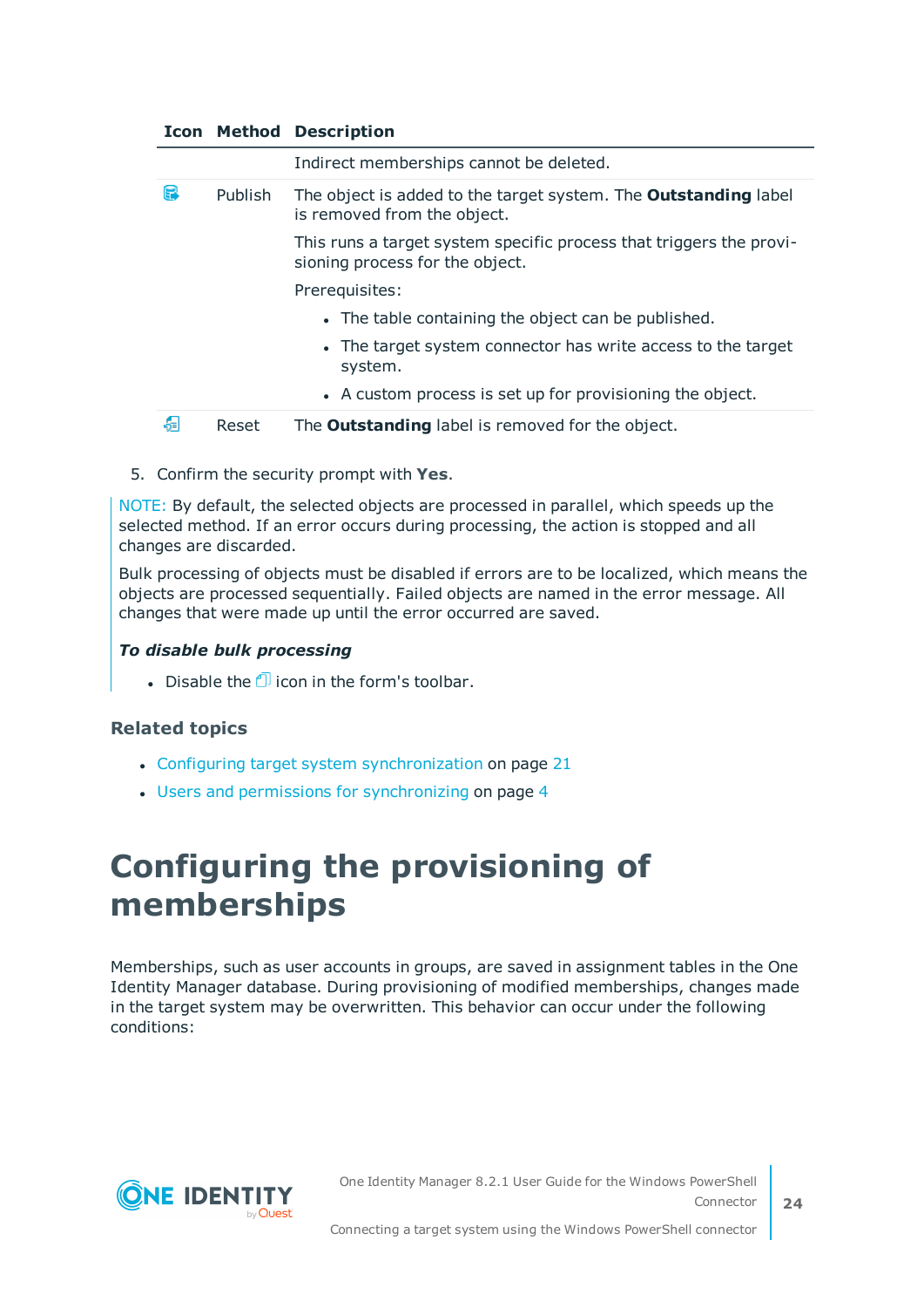| Icon | Method | Description |
|---|---|---|
| | | Indirect memberships cannot be deleted. |
| | Publish | The object is added to the target system. The **Outstanding** label is removed from the object.<br>This runs a target system specific process that triggers the provisioning process for the object.<br>Prerequisites:<br>• The table containing the object can be published.<br>• The target system connector has write access to the target system.<br>• A custom process is set up for provisioning the object. |
| | Reset | The **Outstanding** label is removed for the object. |

5. Confirm the security prompt with **Yes**.

NOTE: By default, the selected objects are processed in parallel, which speeds up the selected method. If an error occurs during processing, the action is stopped and all changes are discarded.

Bulk processing of objects must be disabled if errors are to be localized, which means the objects are processed sequentially. Failed objects are named in the error message. All changes that were made up until the error occurred are saved.

***To disable bulk processing***

- Disable the icon in the form's toolbar.

### Related topics

- Configuring target system synchronization on page 21
- Users and permissions for synchronizing on page 4

# Configuring the provisioning of memberships

Memberships, such as user accounts in groups, are saved in assignment tables in the One Identity Manager database. During provisioning of modified memberships, changes made in the target system may be overwritten. This behavior can occur under the following conditions: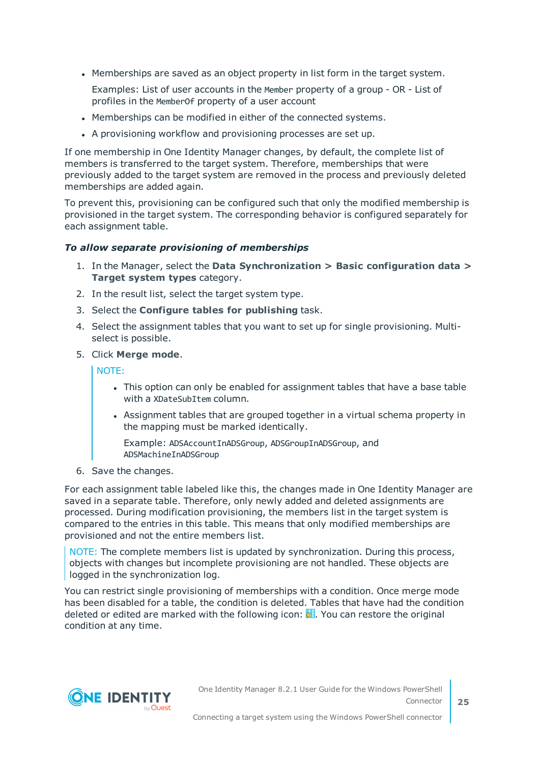- Memberships are saved as an object property in list form in the target system.

  Examples: List of user accounts in the `Member` property of a group - OR - List of profiles in the `MemberOf` property of a user account

- Memberships can be modified in either of the connected systems.
- A provisioning workflow and provisioning processes are set up.

If one membership in One Identity Manager changes, by default, the complete list of members is transferred to the target system. Therefore, memberships that were previously added to the target system are removed in the process and previously deleted memberships are added again.

To prevent this, provisioning can be configured such that only the modified membership is provisioned in the target system. The corresponding behavior is configured separately for each assignment table.

***To allow separate provisioning of memberships***

1. In the Manager, select the **Data Synchronization > Basic configuration data > Target system types** category.
2. In the result list, select the target system type.
3. Select the **Configure tables for publishing** task.
4. Select the assignment tables that you want to set up for single provisioning. Multi-select is possible.
5. Click **Merge mode**.

   NOTE:

   - This option can only be enabled for assignment tables that have a base table with a `XDateSubItem` column.
   - Assignment tables that are grouped together in a virtual schema property in the mapping must be marked identically.

     Example: `ADSAccountInADSGroup`, `ADSGroupInADSGroup`, and `ADSMachineInADSGroup`

6. Save the changes.

For each assignment table labeled like this, the changes made in One Identity Manager are saved in a separate table. Therefore, only newly added and deleted assignments are processed. During modification provisioning, the members list in the target system is compared to the entries in this table. This means that only modified memberships are provisioned and not the entire members list.

NOTE: The complete members list is updated by synchronization. During this process, objects with changes but incomplete provisioning are not handled. These objects are logged in the synchronization log.

You can restrict single provisioning of memberships with a condition. Once merge mode has been disabled for a table, the condition is deleted. Tables that have had the condition deleted or edited are marked with the following icon: . You can restore the original condition at any time.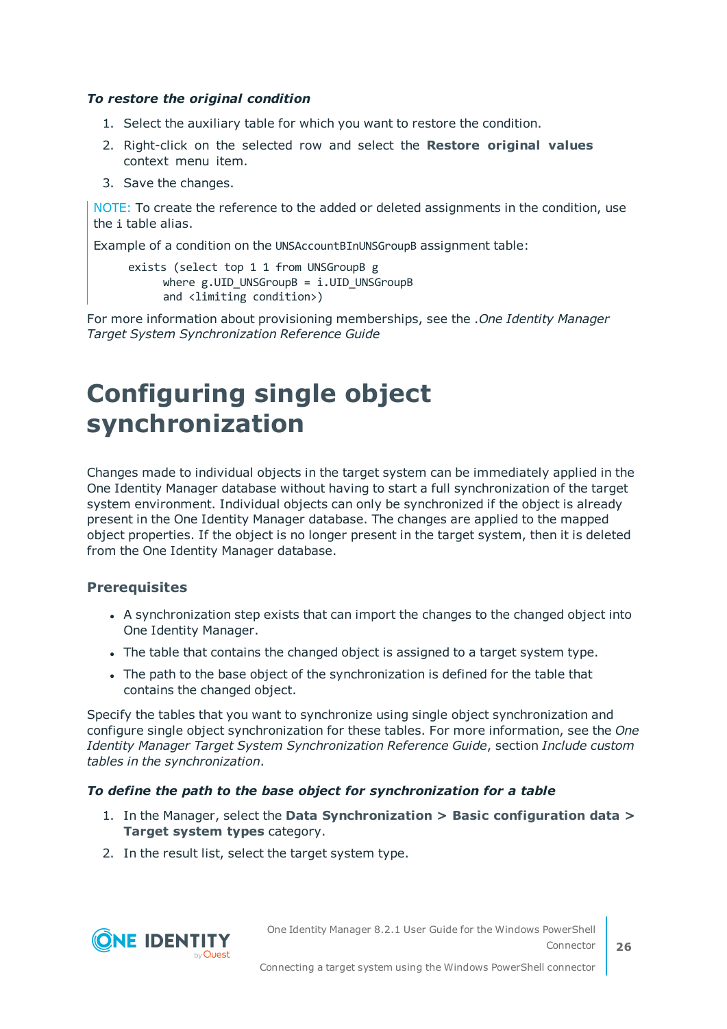***To restore the original condition***

1. Select the auxiliary table for which you want to restore the condition.
2. Right-click on the selected row and select the **Restore original values** context menu item.
3. Save the changes.

NOTE: To create the reference to the added or deleted assignments in the condition, use the `i` table alias.

Example of a condition on the `UNSAccountBInUNSGroupB` assignment table:

```
exists (select top 1 1 from UNSGroupB g
      where g.UID_UNSGroupB = i.UID_UNSGroupB
      and <limiting condition>)
```

For more information about provisioning memberships, see the .*One Identity Manager Target System Synchronization Reference Guide*

# Configuring single object synchronization

Changes made to individual objects in the target system can be immediately applied in the One Identity Manager database without having to start a full synchronization of the target system environment. Individual objects can only be synchronized if the object is already present in the One Identity Manager database. The changes are applied to the mapped object properties. If the object is no longer present in the target system, then it is deleted from the One Identity Manager database.

### Prerequisites

- A synchronization step exists that can import the changes to the changed object into One Identity Manager.
- The table that contains the changed object is assigned to a target system type.
- The path to the base object of the synchronization is defined for the table that contains the changed object.

Specify the tables that you want to synchronize using single object synchronization and configure single object synchronization for these tables. For more information, see the *One Identity Manager Target System Synchronization Reference Guide*, section *Include custom tables in the synchronization*.

***To define the path to the base object for synchronization for a table***

1. In the Manager, select the **Data Synchronization > Basic configuration data > Target system types** category.
2. In the result list, select the target system type.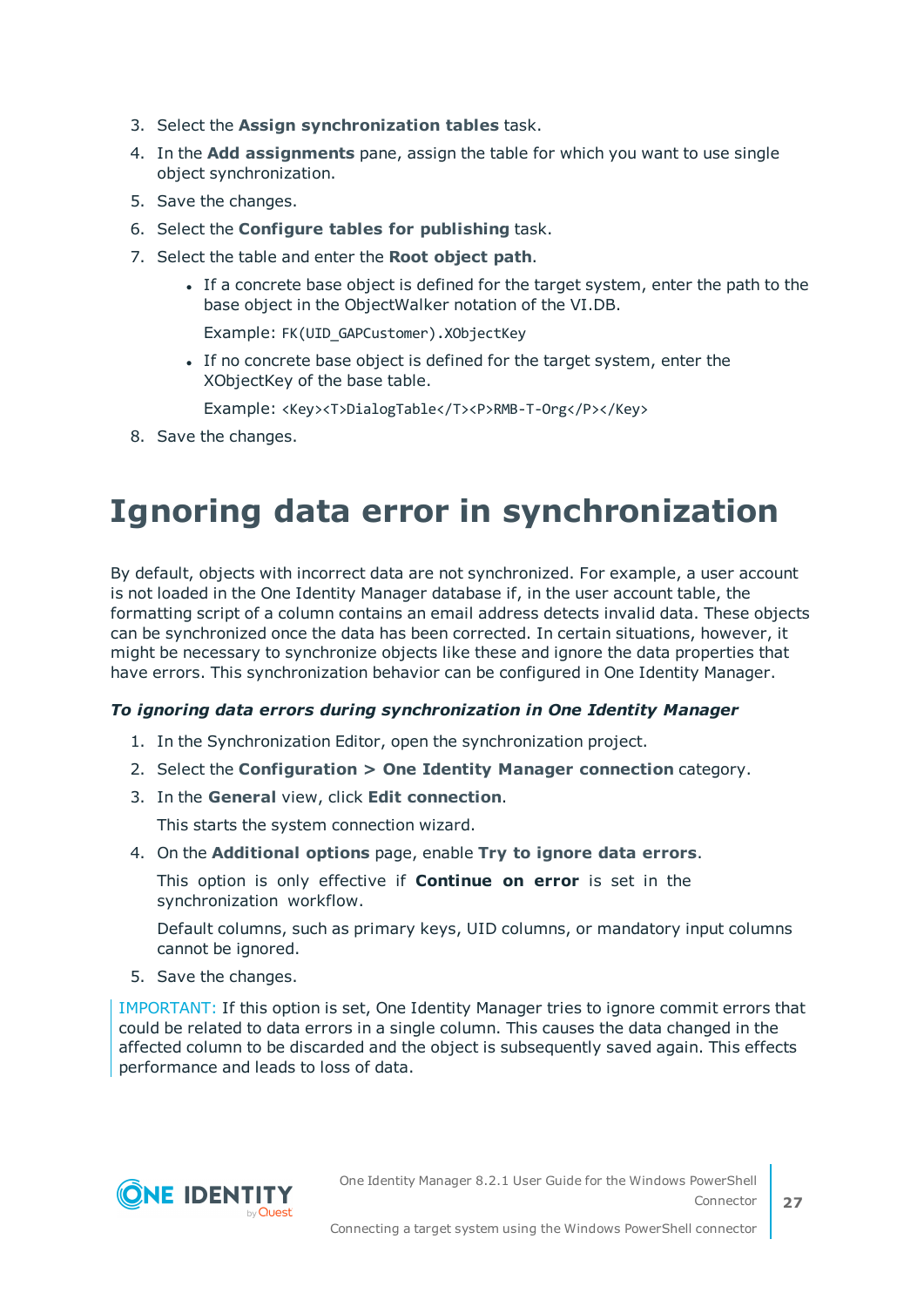3. Select the **Assign synchronization tables** task.
4. In the **Add assignments** pane, assign the table for which you want to use single object synchronization.
5. Save the changes.
6. Select the **Configure tables for publishing** task.
7. Select the table and enter the **Root object path**.
   - If a concrete base object is defined for the target system, enter the path to the base object in the ObjectWalker notation of the VI.DB.

     Example: `FK(UID_GAPCustomer).XObjectKey`
   - If no concrete base object is defined for the target system, enter the XObjectKey of the base table.

     Example: `<Key><T>DialogTable</T><P>RMB-T-Org</P></Key>`
8. Save the changes.

# Ignoring data error in synchronization

By default, objects with incorrect data are not synchronized. For example, a user account is not loaded in the One Identity Manager database if, in the user account table, the formatting script of a column contains an email address detects invalid data. These objects can be synchronized once the data has been corrected. In certain situations, however, it might be necessary to synchronize objects like these and ignore the data properties that have errors. This synchronization behavior can be configured in One Identity Manager.

***To ignoring data errors during synchronization in One Identity Manager***

1. In the Synchronization Editor, open the synchronization project.
2. Select the **Configuration > One Identity Manager connection** category.
3. In the **General** view, click **Edit connection**.

   This starts the system connection wizard.
4. On the **Additional options** page, enable **Try to ignore data errors**.

   This option is only effective if **Continue on error** is set in the synchronization workflow.

   Default columns, such as primary keys, UID columns, or mandatory input columns cannot be ignored.
5. Save the changes.

IMPORTANT: If this option is set, One Identity Manager tries to ignore commit errors that could be related to data errors in a single column. This causes the data changed in the affected column to be discarded and the object is subsequently saved again. This effects performance and leads to loss of data.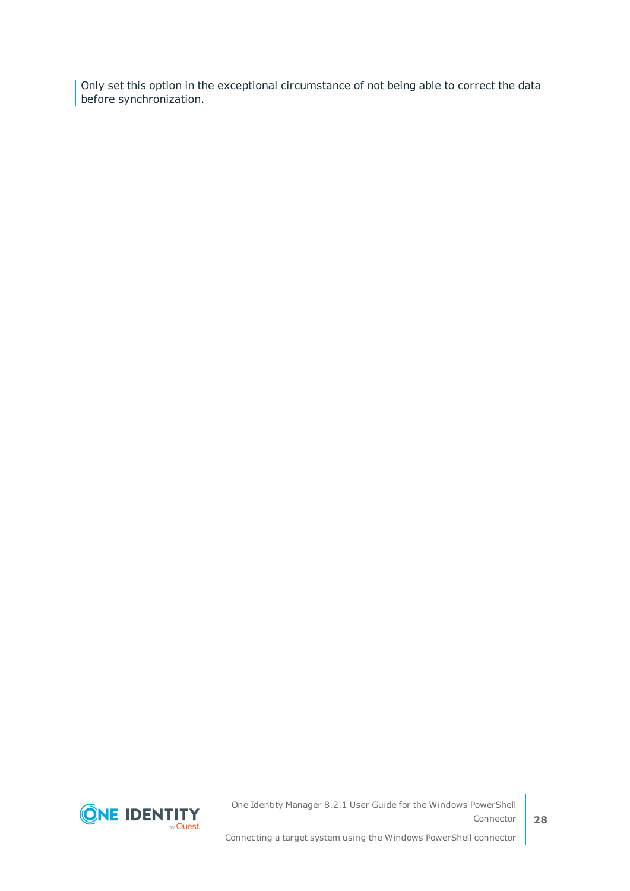Only set this option in the exceptional circumstance of not being able to correct the data before synchronization.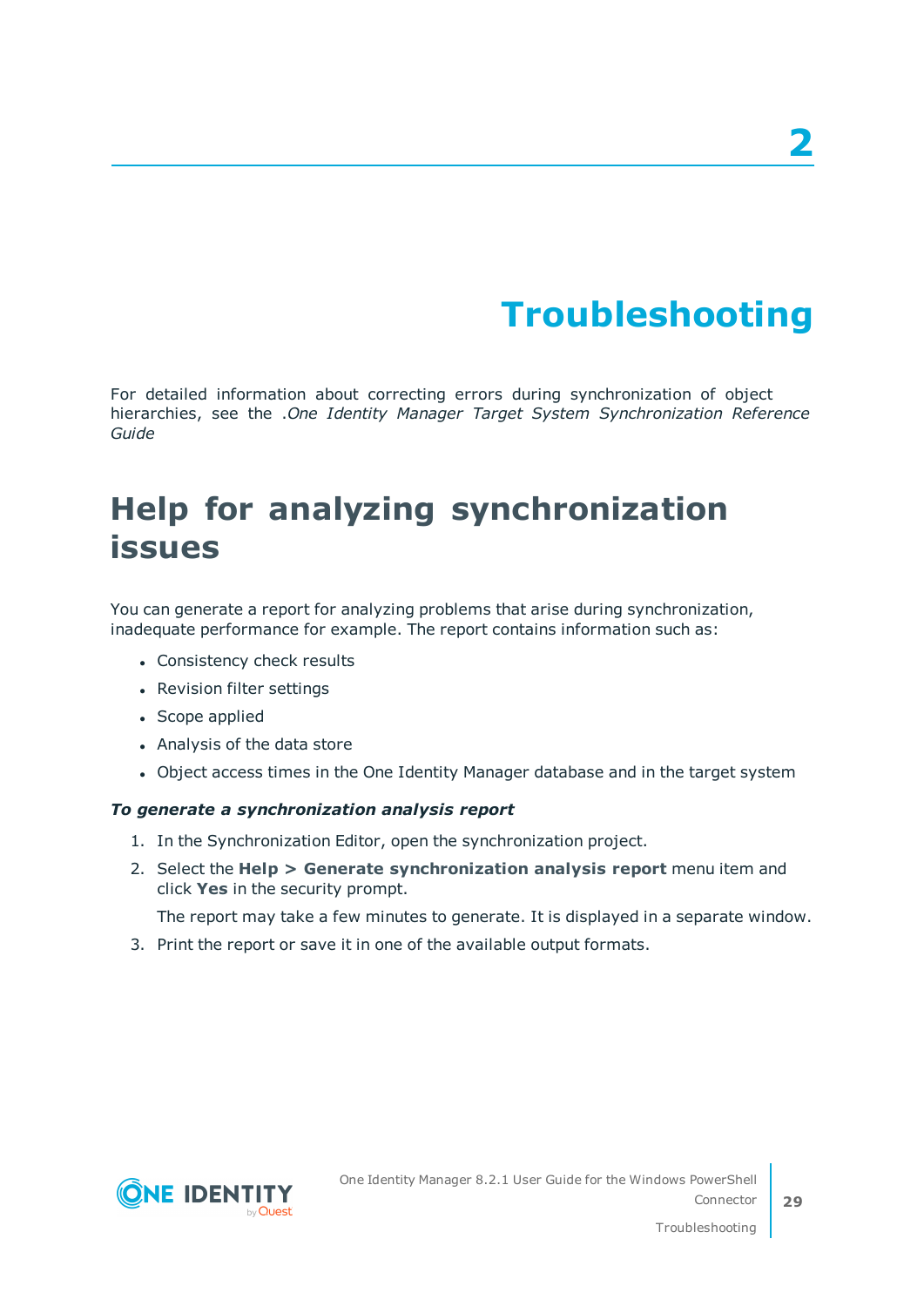# 2

# Troubleshooting

For detailed information about correcting errors during synchronization of object hierarchies, see the .*One Identity Manager Target System Synchronization Reference Guide*

## Help for analyzing synchronization issues

You can generate a report for analyzing problems that arise during synchronization, inadequate performance for example. The report contains information such as:

- Consistency check results
- Revision filter settings
- Scope applied
- Analysis of the data store
- Object access times in the One Identity Manager database and in the target system

***To generate a synchronization analysis report***

1. In the Synchronization Editor, open the synchronization project.
2. Select the **Help > Generate synchronization analysis report** menu item and click **Yes** in the security prompt.

   The report may take a few minutes to generate. It is displayed in a separate window.
3. Print the report or save it in one of the available output formats.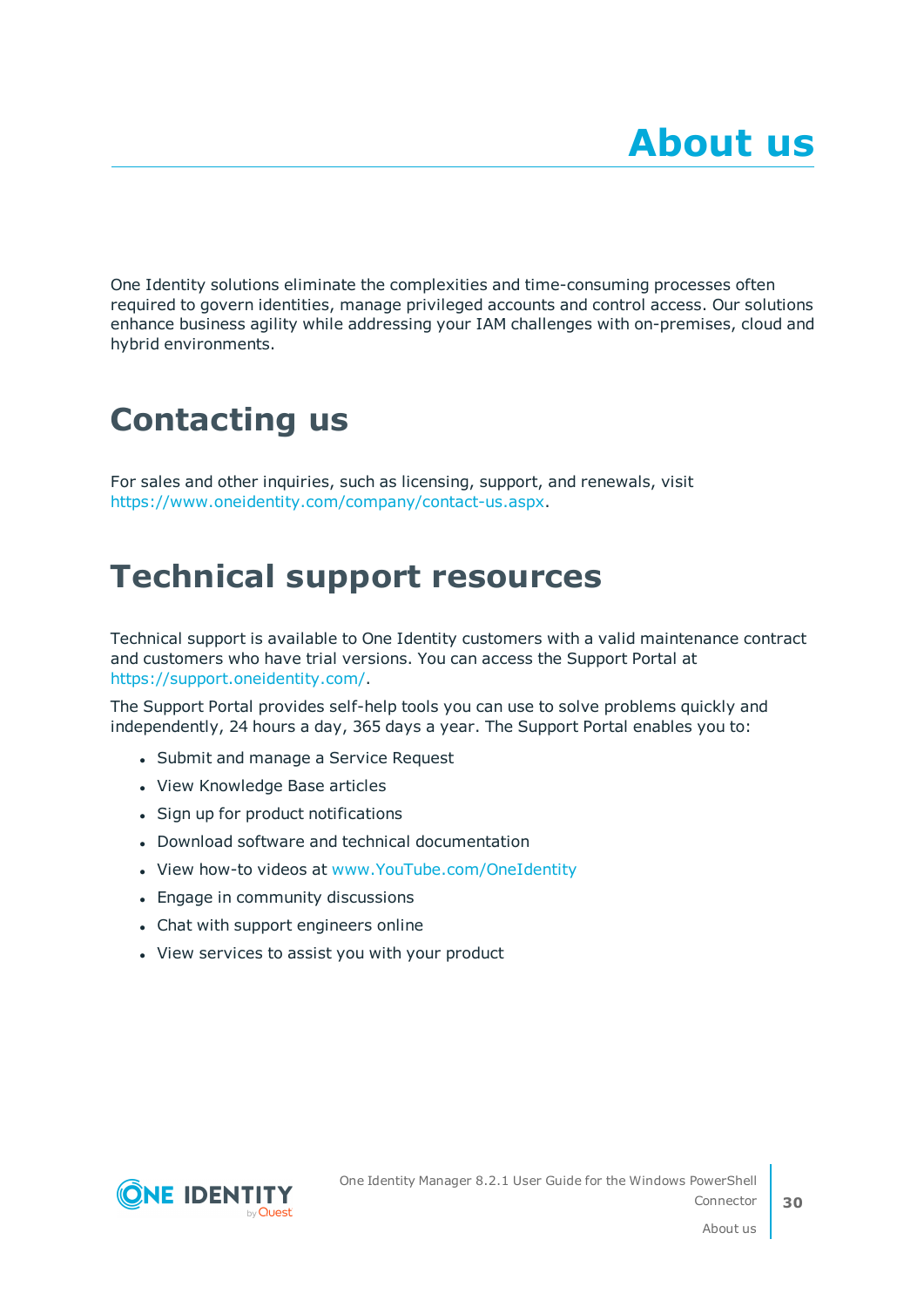# About us

One Identity solutions eliminate the complexities and time-consuming processes often required to govern identities, manage privileged accounts and control access. Our solutions enhance business agility while addressing your IAM challenges with on-premises, cloud and hybrid environments.

## Contacting us

For sales and other inquiries, such as licensing, support, and renewals, visit https://www.oneidentity.com/company/contact-us.aspx.

## Technical support resources

Technical support is available to One Identity customers with a valid maintenance contract and customers who have trial versions. You can access the Support Portal at https://support.oneidentity.com/.

The Support Portal provides self-help tools you can use to solve problems quickly and independently, 24 hours a day, 365 days a year. The Support Portal enables you to:

- Submit and manage a Service Request
- View Knowledge Base articles
- Sign up for product notifications
- Download software and technical documentation
- View how-to videos at www.YouTube.com/OneIdentity
- Engage in community discussions
- Chat with support engineers online
- View services to assist you with your product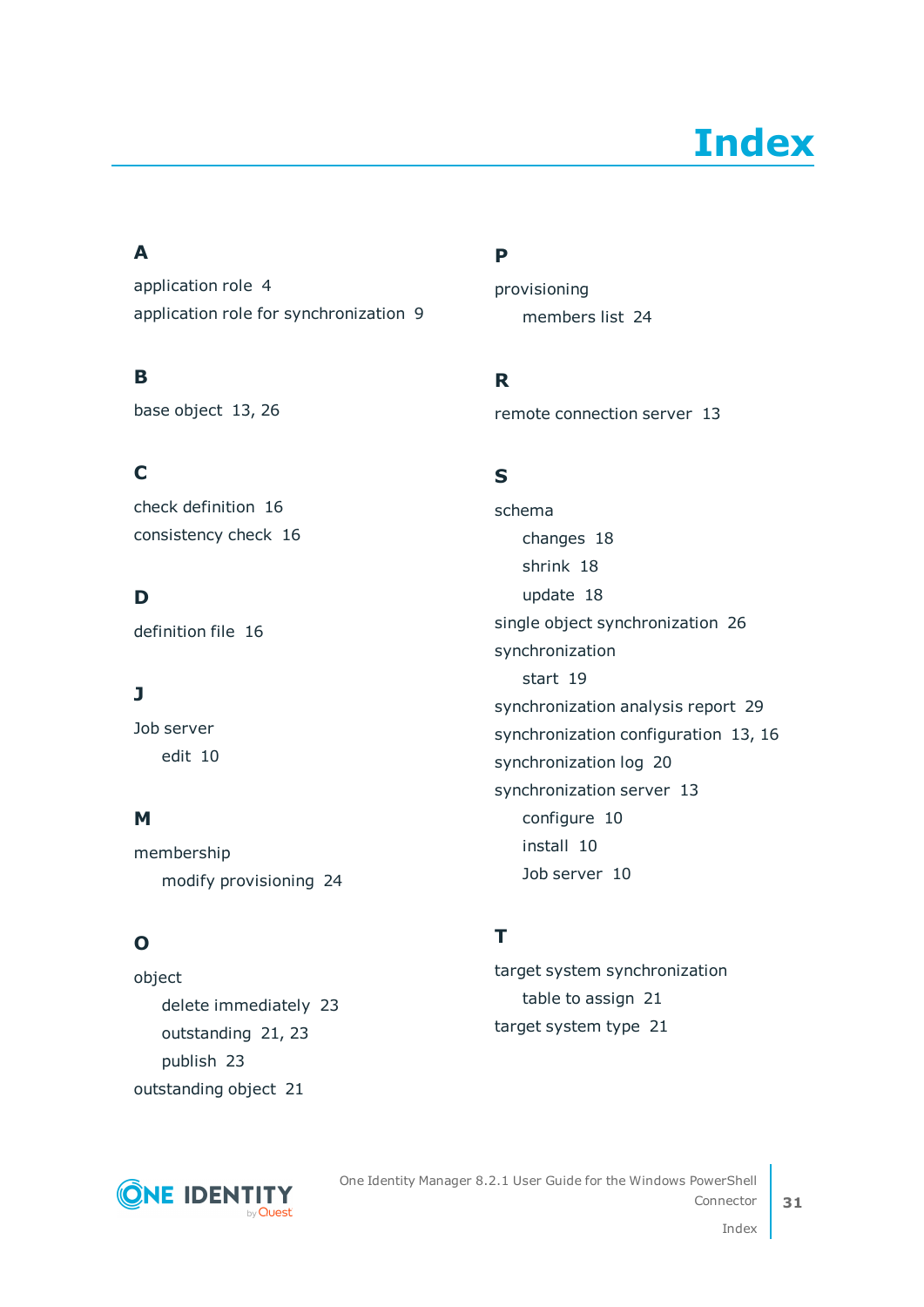# Index

## A

application role 4

application role for synchronization 9

## B

base object 13, 26

## C

check definition 16

consistency check 16

## D

definition file 16

## J

Job server

- edit 10

## M

membership

- modify provisioning 24

## O

object

- delete immediately 23
- outstanding 21, 23
- publish 23

outstanding object 21

## P

provisioning

- members list 24

## R

remote connection server 13

## S

schema

- changes 18
- shrink 18
- update 18

single object synchronization 26

synchronization

- start 19

synchronization analysis report 29

synchronization configuration 13, 16

synchronization log 20

synchronization server 13

- configure 10
- install 10
- Job server 10

## T

target system synchronization

- table to assign 21

target system type 21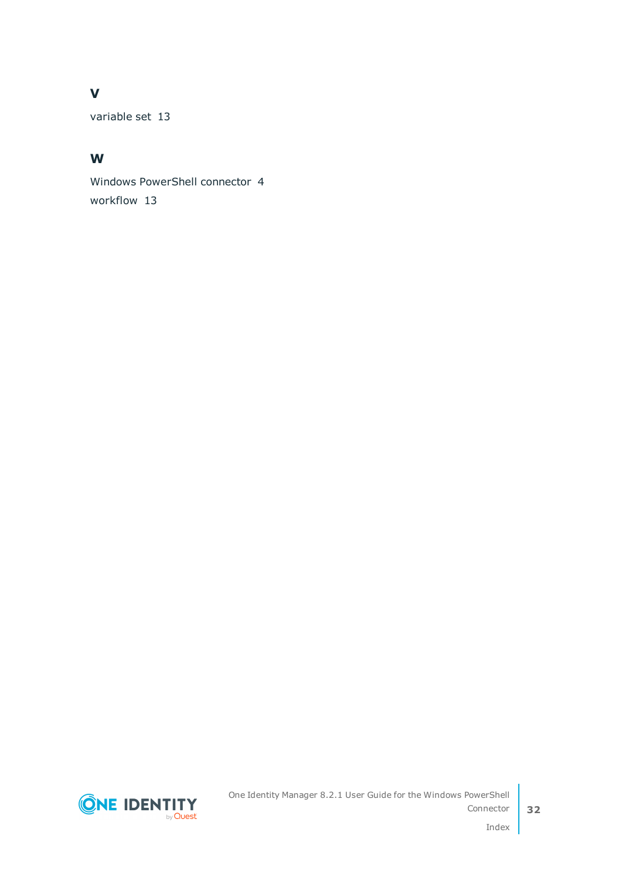## V

variable set 13

## W

Windows PowerShell connector 4

workflow 13